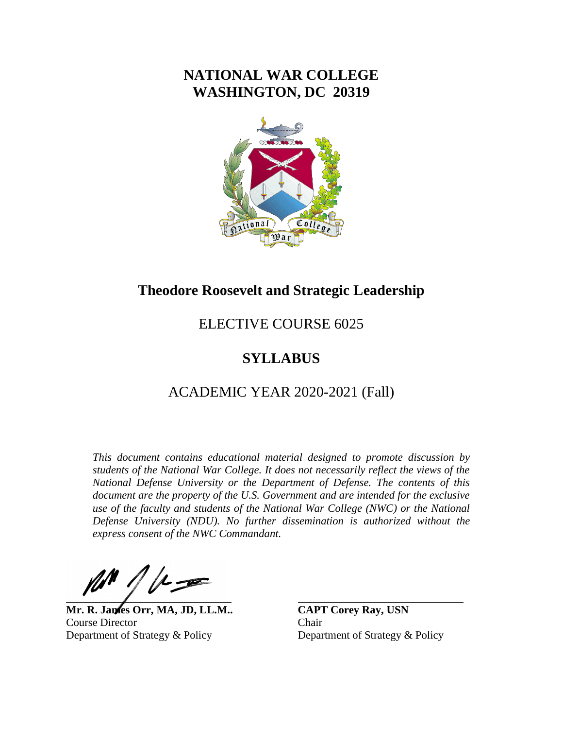# NATIONAL WAR COLLEGE
# WASHINGTON, DC 20319

## Theodore Roosevelt and Strategic Leadership

ELECTIVE COURSE 6025

## SYLLABUS

ACADEMIC YEAR 2020-2021 (Fall)

*This document contains educational material designed to promote discussion by students of the National War College. It does not necessarily reflect the views of the National Defense University or the Department of Defense. The contents of this document are the property of the U.S. Government and are intended for the exclusive use of the faculty and students of the National War College (NWC) or the National Defense University (NDU). No further dissemination is authorized without the express consent of the NWC Commandant.*

**Mr. R. James Orr, MA, JD, LL.M..**
Course Director
Department of Strategy & Policy

**CAPT Corey Ray, USN**
Chair
Department of Strategy & Policy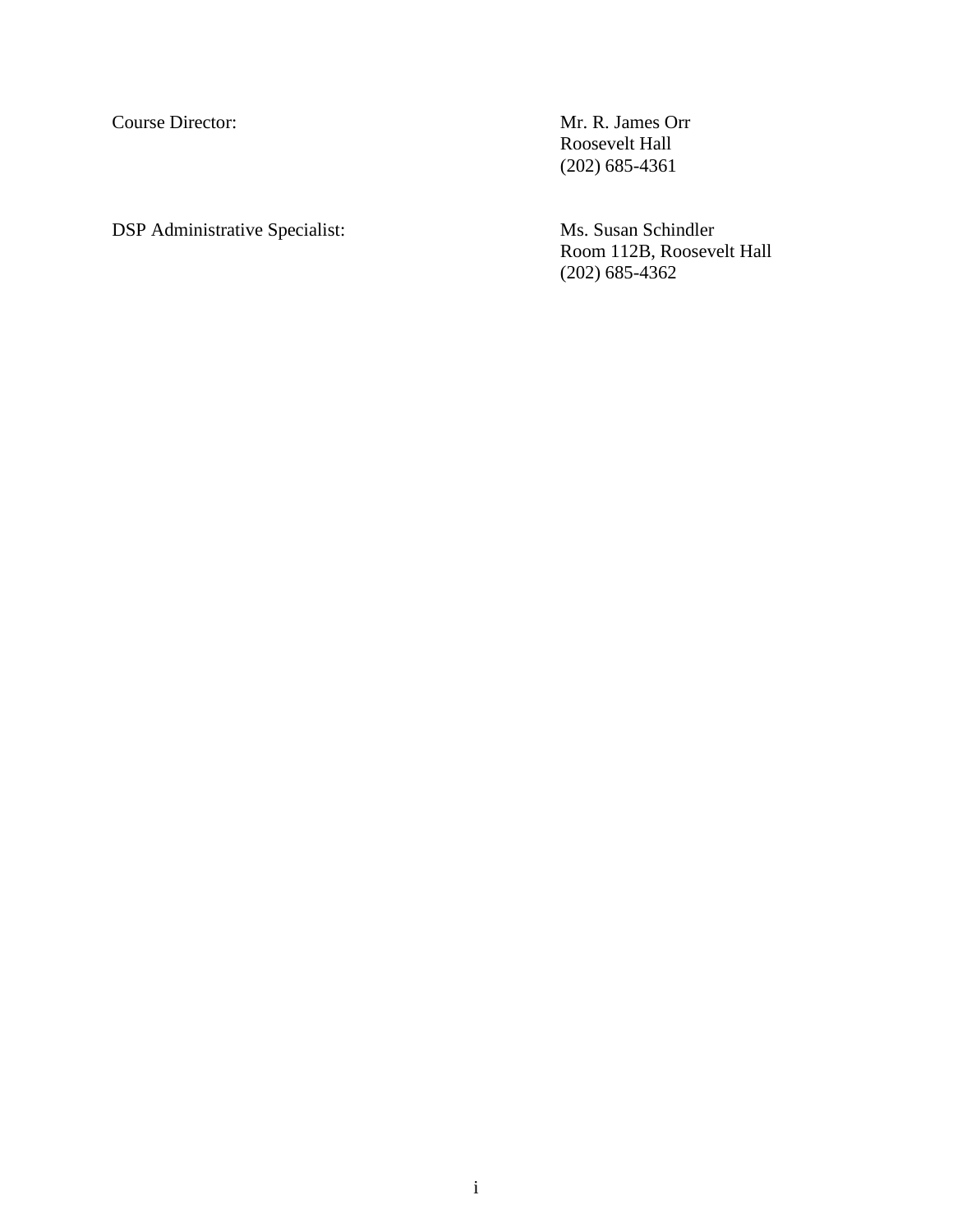| | |
|---|---|
| Course Director: | Mr. R. James Orr<br>Roosevelt Hall<br>(202) 685-4361 |
| DSP Administrative Specialist: | Ms. Susan Schindler<br>Room 112B, Roosevelt Hall<br>(202) 685-4362 |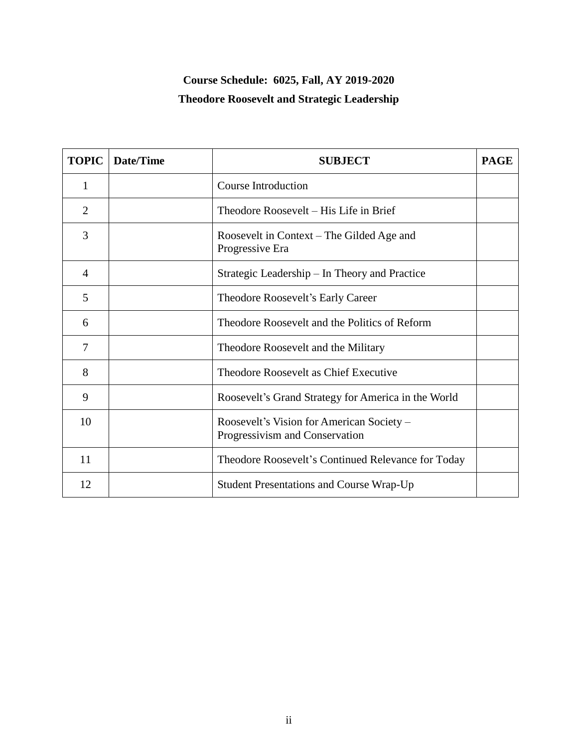**Course Schedule: 6025, Fall, AY 2019-2020**

**Theodore Roosevelt and Strategic Leadership**

| TOPIC | Date/Time | SUBJECT | PAGE |
|---|---|---|---|
| 1 | | Course Introduction | |
| 2 | | Theodore Roosevelt – His Life in Brief | |
| 3 | | Roosevelt in Context – The Gilded Age and Progressive Era | |
| 4 | | Strategic Leadership – In Theory and Practice | |
| 5 | | Theodore Roosevelt's Early Career | |
| 6 | | Theodore Roosevelt and the Politics of Reform | |
| 7 | | Theodore Roosevelt and the Military | |
| 8 | | Theodore Roosevelt as Chief Executive | |
| 9 | | Roosevelt's Grand Strategy for America in the World | |
| 10 | | Roosevelt's Vision for American Society – Progressivism and Conservation | |
| 11 | | Theodore Roosevelt's Continued Relevance for Today | |
| 12 | | Student Presentations and Course Wrap-Up | |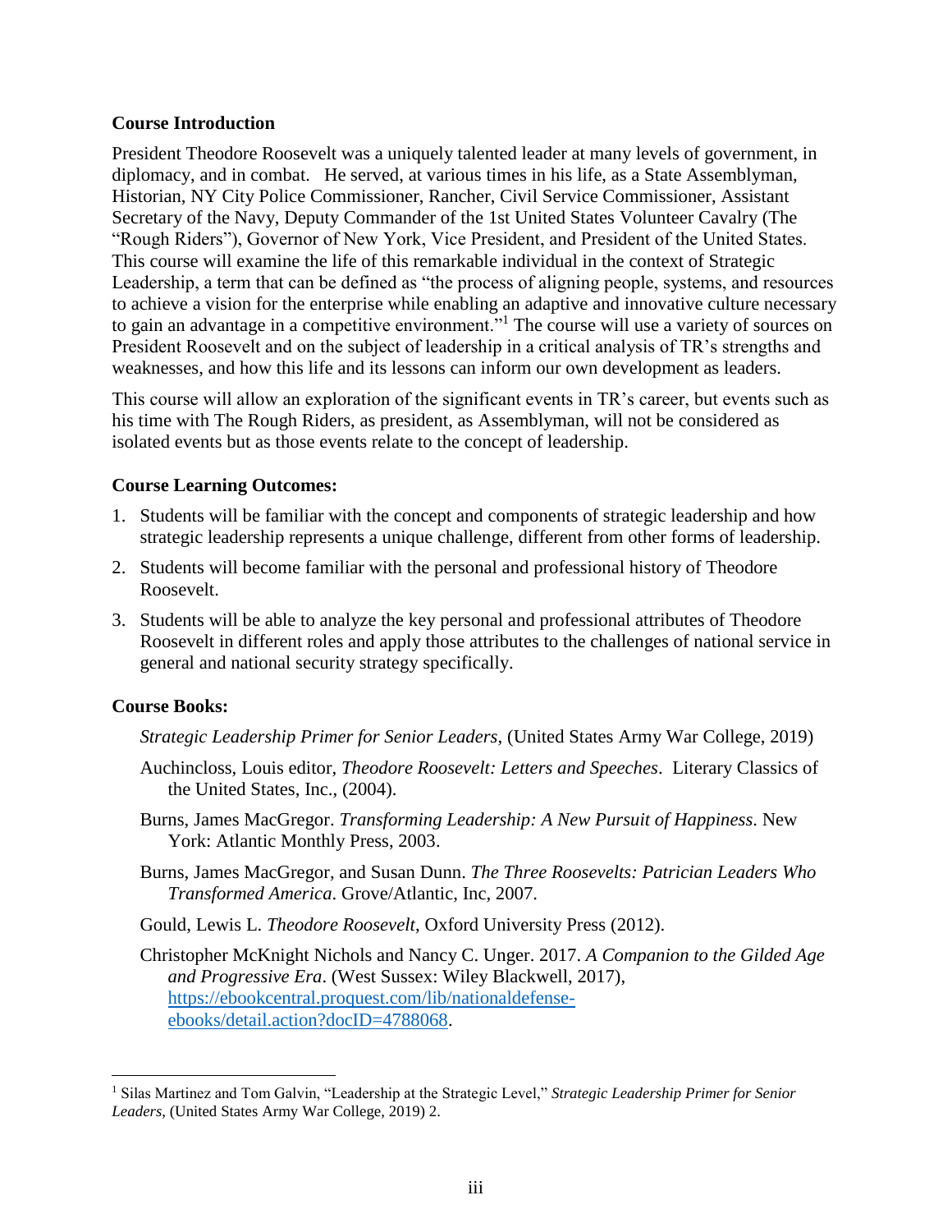**Course Introduction**

President Theodore Roosevelt was a uniquely talented leader at many levels of government, in diplomacy, and in combat. He served, at various times in his life, as a State Assemblyman, Historian, NY City Police Commissioner, Rancher, Civil Service Commissioner, Assistant Secretary of the Navy, Deputy Commander of the 1st United States Volunteer Cavalry (The "Rough Riders"), Governor of New York, Vice President, and President of the United States. This course will examine the life of this remarkable individual in the context of Strategic Leadership, a term that can be defined as "the process of aligning people, systems, and resources to achieve a vision for the enterprise while enabling an adaptive and innovative culture necessary to gain an advantage in a competitive environment."[1] The course will use a variety of sources on President Roosevelt and on the subject of leadership in a critical analysis of TR's strengths and weaknesses, and how this life and its lessons can inform our own development as leaders.

This course will allow an exploration of the significant events in TR's career, but events such as his time with The Rough Riders, as president, as Assemblyman, will not be considered as isolated events but as those events relate to the concept of leadership.

**Course Learning Outcomes:**

1. Students will be familiar with the concept and components of strategic leadership and how strategic leadership represents a unique challenge, different from other forms of leadership.
2. Students will become familiar with the personal and professional history of Theodore Roosevelt.
3. Students will be able to analyze the key personal and professional attributes of Theodore Roosevelt in different roles and apply those attributes to the challenges of national service in general and national security strategy specifically.

**Course Books:**

*Strategic Leadership Primer for Senior Leaders*, (United States Army War College, 2019)

Auchincloss, Louis editor, *Theodore Roosevelt: Letters and Speeches*. Literary Classics of the United States, Inc., (2004).

Burns, James MacGregor. *Transforming Leadership: A New Pursuit of Happiness*. New York: Atlantic Monthly Press, 2003.

Burns, James MacGregor, and Susan Dunn. *The Three Roosevelts: Patrician Leaders Who Transformed America*. Grove/Atlantic, Inc, 2007.

Gould, Lewis L. *Theodore Roosevelt*, Oxford University Press (2012).

Christopher McKnight Nichols and Nancy C. Unger. 2017. *A Companion to the Gilded Age and Progressive Era*. (West Sussex: Wiley Blackwell, 2017), [https://ebookcentral.proquest.com/lib/nationaldefense-ebooks/detail.action?docID=4788068](https://ebookcentral.proquest.com/lib/nationaldefense-ebooks/detail.action?docID=4788068).

---

[1] Silas Martinez and Tom Galvin, "Leadership at the Strategic Level," *Strategic Leadership Primer for Senior Leaders*, (United States Army War College, 2019) 2.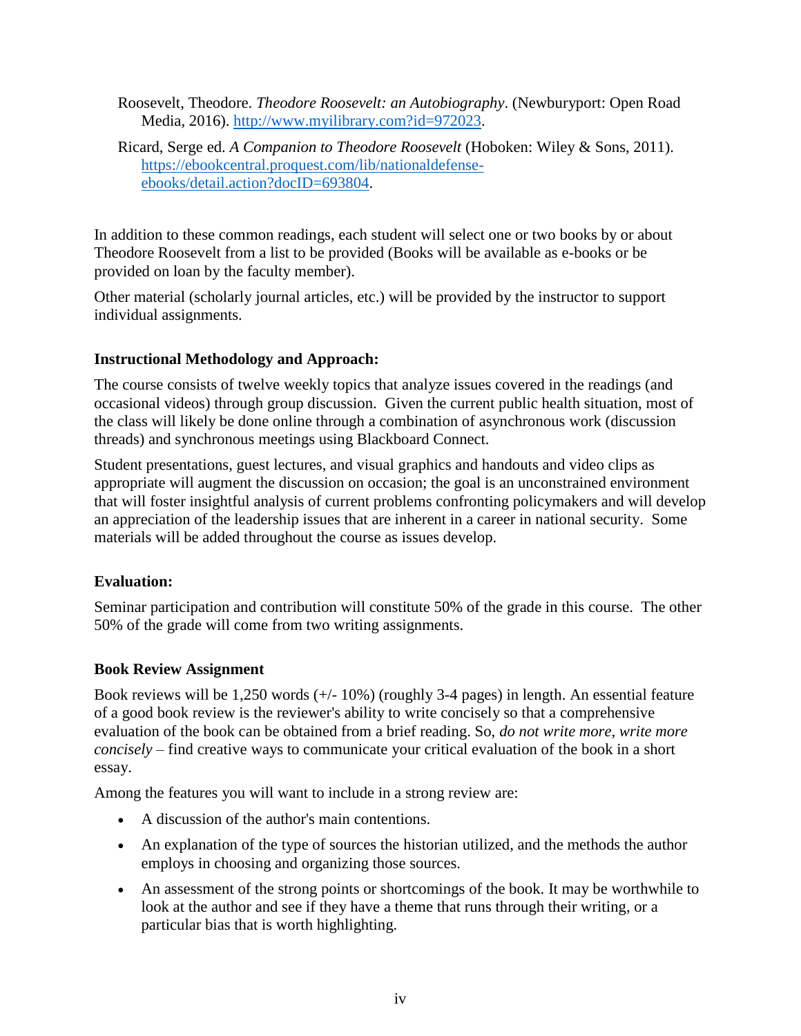Roosevelt, Theodore. *Theodore Roosevelt: an Autobiography*. (Newburyport: Open Road Media, 2016). http://www.myilibrary.com?id=972023.

Ricard, Serge ed. *A Companion to Theodore Roosevelt* (Hoboken: Wiley & Sons, 2011). https://ebookcentral.proquest.com/lib/nationaldefense-ebooks/detail.action?docID=693804.

In addition to these common readings, each student will select one or two books by or about Theodore Roosevelt from a list to be provided (Books will be available as e-books or be provided on loan by the faculty member).

Other material (scholarly journal articles, etc.) will be provided by the instructor to support individual assignments.

**Instructional Methodology and Approach:**

The course consists of twelve weekly topics that analyze issues covered in the readings (and occasional videos) through group discussion. Given the current public health situation, most of the class will likely be done online through a combination of asynchronous work (discussion threads) and synchronous meetings using Blackboard Connect.

Student presentations, guest lectures, and visual graphics and handouts and video clips as appropriate will augment the discussion on occasion; the goal is an unconstrained environment that will foster insightful analysis of current problems confronting policymakers and will develop an appreciation of the leadership issues that are inherent in a career in national security. Some materials will be added throughout the course as issues develop.

**Evaluation:**

Seminar participation and contribution will constitute 50% of the grade in this course. The other 50% of the grade will come from two writing assignments.

**Book Review Assignment**

Book reviews will be 1,250 words (+/- 10%) (roughly 3-4 pages) in length. An essential feature of a good book review is the reviewer's ability to write concisely so that a comprehensive evaluation of the book can be obtained from a brief reading. So, *do not write more, write more concisely* – find creative ways to communicate your critical evaluation of the book in a short essay.

Among the features you will want to include in a strong review are:

- A discussion of the author's main contentions.
- An explanation of the type of sources the historian utilized, and the methods the author employs in choosing and organizing those sources.
- An assessment of the strong points or shortcomings of the book. It may be worthwhile to look at the author and see if they have a theme that runs through their writing, or a particular bias that is worth highlighting.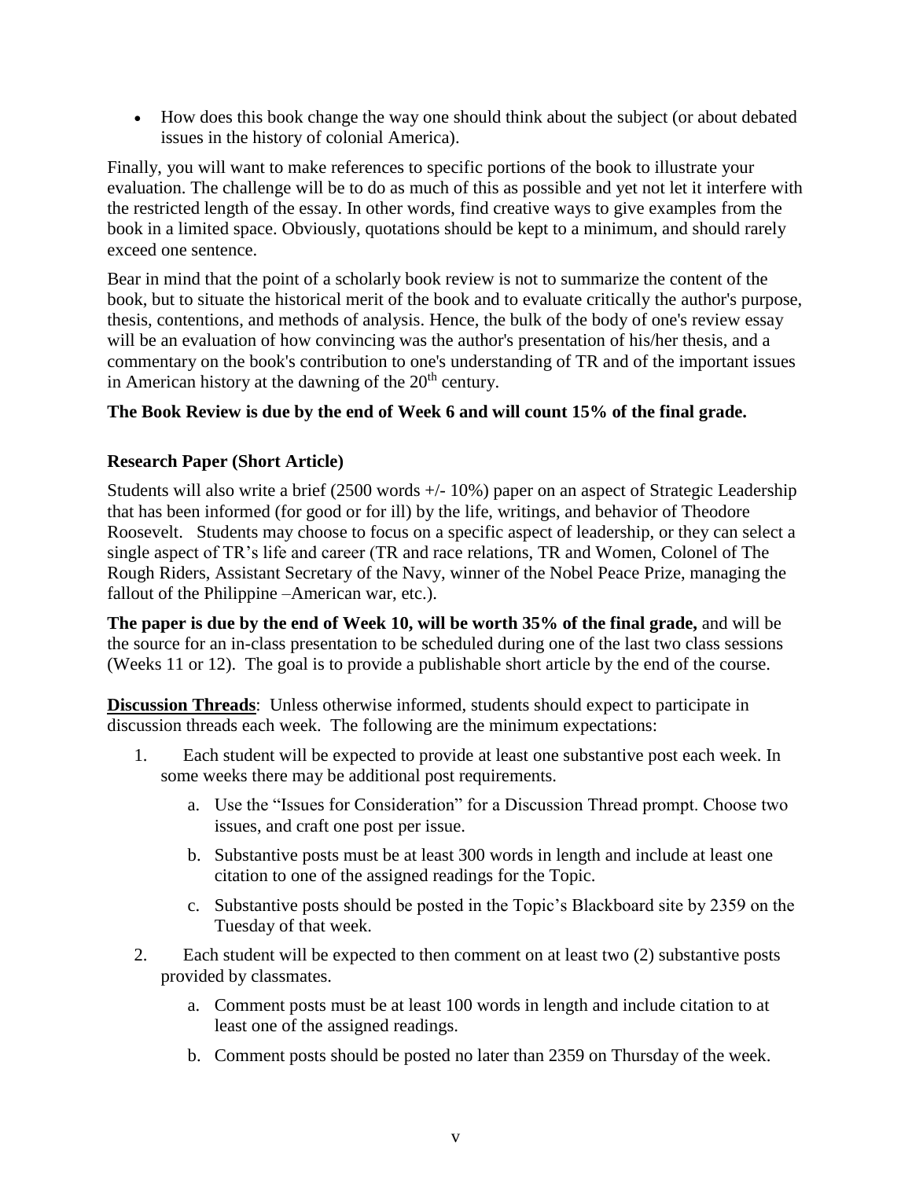- How does this book change the way one should think about the subject (or about debated issues in the history of colonial America).

Finally, you will want to make references to specific portions of the book to illustrate your evaluation. The challenge will be to do as much of this as possible and yet not let it interfere with the restricted length of the essay. In other words, find creative ways to give examples from the book in a limited space. Obviously, quotations should be kept to a minimum, and should rarely exceed one sentence.

Bear in mind that the point of a scholarly book review is not to summarize the content of the book, but to situate the historical merit of the book and to evaluate critically the author's purpose, thesis, contentions, and methods of analysis. Hence, the bulk of the body of one's review essay will be an evaluation of how convincing was the author's presentation of his/her thesis, and a commentary on the book's contribution to one's understanding of TR and of the important issues in American history at the dawning of the 20th century.

**The Book Review is due by the end of Week 6 and will count 15% of the final grade.**

### Research Paper (Short Article)

Students will also write a brief (2500 words +/- 10%) paper on an aspect of Strategic Leadership that has been informed (for good or for ill) by the life, writings, and behavior of Theodore Roosevelt. Students may choose to focus on a specific aspect of leadership, or they can select a single aspect of TR's life and career (TR and race relations, TR and Women, Colonel of The Rough Riders, Assistant Secretary of the Navy, winner of the Nobel Peace Prize, managing the fallout of the Philippine –American war, etc.).

**The paper is due by the end of Week 10, will be worth 35% of the final grade,** and will be the source for an in-class presentation to be scheduled during one of the last two class sessions (Weeks 11 or 12). The goal is to provide a publishable short article by the end of the course.

**Discussion Threads**: Unless otherwise informed, students should expect to participate in discussion threads each week. The following are the minimum expectations:

1. Each student will be expected to provide at least one substantive post each week. In some weeks there may be additional post requirements.
   a. Use the "Issues for Consideration" for a Discussion Thread prompt. Choose two issues, and craft one post per issue.
   b. Substantive posts must be at least 300 words in length and include at least one citation to one of the assigned readings for the Topic.
   c. Substantive posts should be posted in the Topic's Blackboard site by 2359 on the Tuesday of that week.
2. Each student will be expected to then comment on at least two (2) substantive posts provided by classmates.
   a. Comment posts must be at least 100 words in length and include citation to at least one of the assigned readings.
   b. Comment posts should be posted no later than 2359 on Thursday of the week.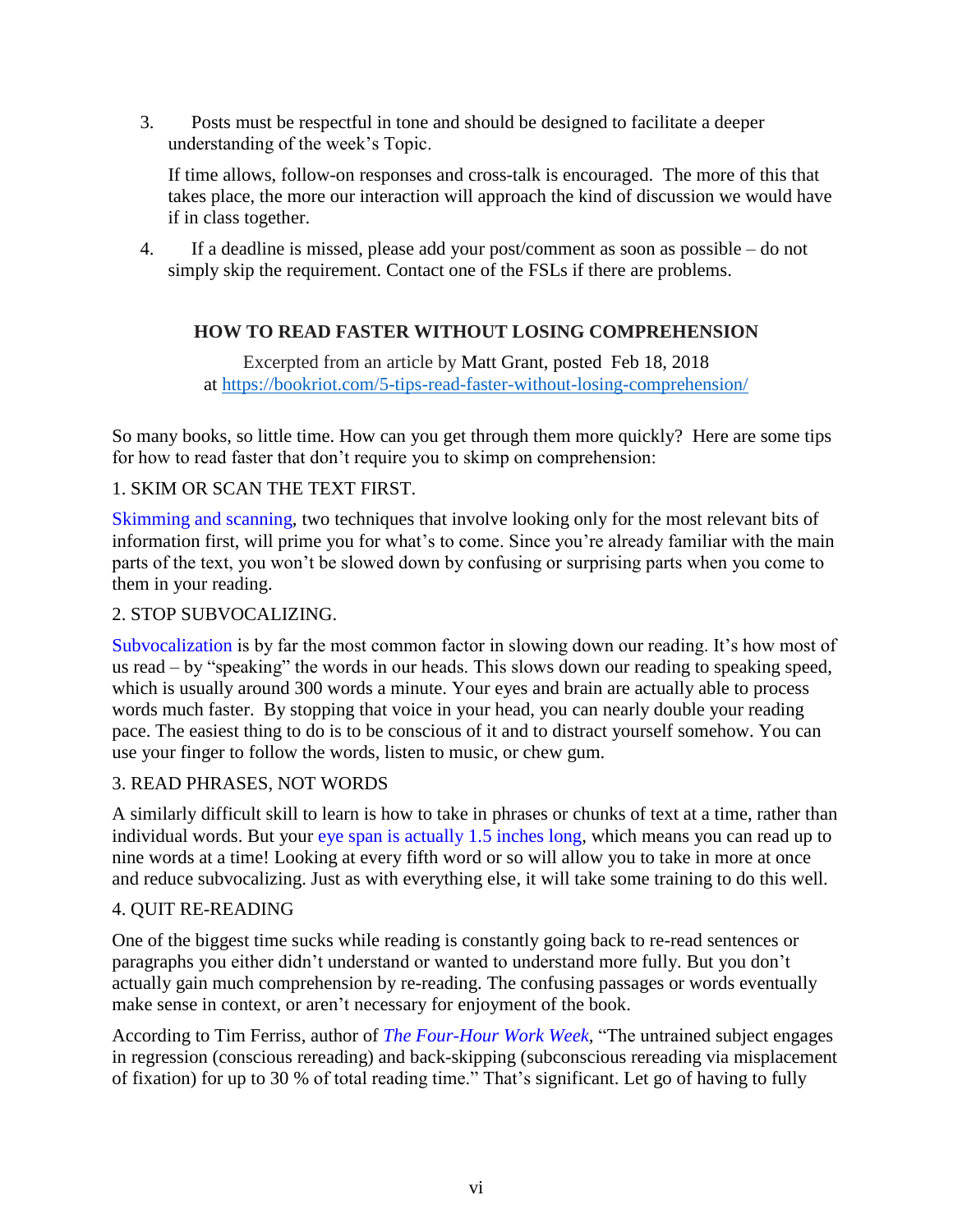3. Posts must be respectful in tone and should be designed to facilitate a deeper understanding of the week's Topic.

   If time allows, follow-on responses and cross-talk is encouraged. The more of this that takes place, the more our interaction will approach the kind of discussion we would have if in class together.

4. If a deadline is missed, please add your post/comment as soon as possible – do not simply skip the requirement. Contact one of the FSLs if there are problems.

## HOW TO READ FASTER WITHOUT LOSING COMPREHENSION

Excerpted from an article by Matt Grant, posted Feb 18, 2018
at https://bookriot.com/5-tips-read-faster-without-losing-comprehension/

So many books, so little time. How can you get through them more quickly? Here are some tips for how to read faster that don't require you to skimp on comprehension:

1. SKIM OR SCAN THE TEXT FIRST.

Skimming and scanning, two techniques that involve looking only for the most relevant bits of information first, will prime you for what's to come. Since you're already familiar with the main parts of the text, you won't be slowed down by confusing or surprising parts when you come to them in your reading.

2. STOP SUBVOCALIZING.

Subvocalization is by far the most common factor in slowing down our reading. It's how most of us read – by "speaking" the words in our heads. This slows down our reading to speaking speed, which is usually around 300 words a minute. Your eyes and brain are actually able to process words much faster. By stopping that voice in your head, you can nearly double your reading pace. The easiest thing to do is to be conscious of it and to distract yourself somehow. You can use your finger to follow the words, listen to music, or chew gum.

3. READ PHRASES, NOT WORDS

A similarly difficult skill to learn is how to take in phrases or chunks of text at a time, rather than individual words. But your eye span is actually 1.5 inches long, which means you can read up to nine words at a time! Looking at every fifth word or so will allow you to take in more at once and reduce subvocalizing. Just as with everything else, it will take some training to do this well.

4. QUIT RE-READING

One of the biggest time sucks while reading is constantly going back to re-read sentences or paragraphs you either didn't understand or wanted to understand more fully. But you don't actually gain much comprehension by re-reading. The confusing passages or words eventually make sense in context, or aren't necessary for enjoyment of the book.

According to Tim Ferriss, author of *The Four-Hour Work Week*, "The untrained subject engages in regression (conscious rereading) and back-skipping (subconscious rereading via misplacement of fixation) for up to 30 % of total reading time." That's significant. Let go of having to fully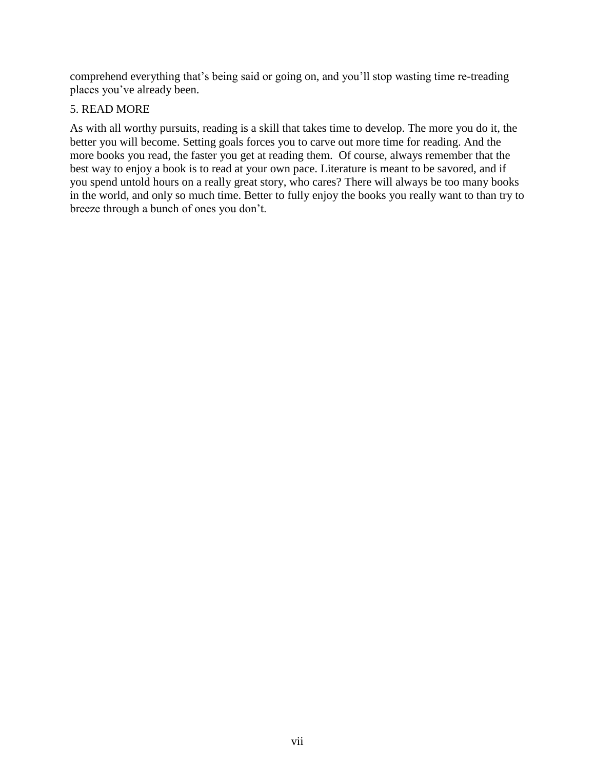comprehend everything that's being said or going on, and you'll stop wasting time re-treading places you've already been.

5. READ MORE

As with all worthy pursuits, reading is a skill that takes time to develop. The more you do it, the better you will become. Setting goals forces you to carve out more time for reading. And the more books you read, the faster you get at reading them. Of course, always remember that the best way to enjoy a book is to read at your own pace. Literature is meant to be savored, and if you spend untold hours on a really great story, who cares? There will always be too many books in the world, and only so much time. Better to fully enjoy the books you really want to than try to breeze through a bunch of ones you don't.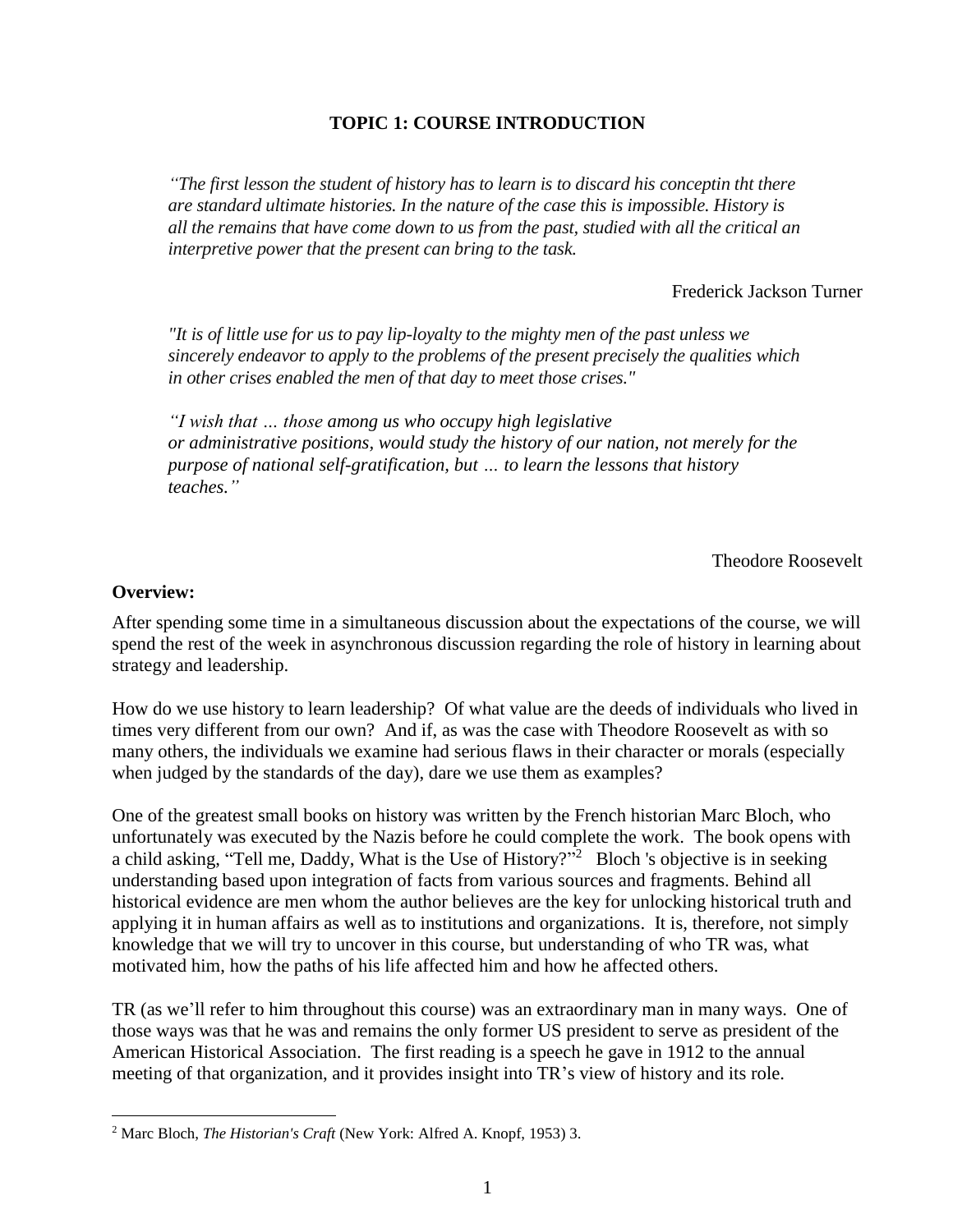## TOPIC 1: COURSE INTRODUCTION

*"The first lesson the student of history has to learn is to discard his conceptin tht there are standard ultimate histories. In the nature of the case this is impossible. History is all the remains that have come down to us from the past, studied with all the critical an interpretive power that the present can bring to the task.*

Frederick Jackson Turner

*"It is of little use for us to pay lip-loyalty to the mighty men of the past unless we sincerely endeavor to apply to the problems of the present precisely the qualities which in other crises enabled the men of that day to meet those crises."*

*"I wish that … those among us who occupy high legislative or administrative positions, would study the history of our nation, not merely for the purpose of national self-gratification, but … to learn the lessons that history teaches."*

Theodore Roosevelt

**Overview:**

After spending some time in a simultaneous discussion about the expectations of the course, we will spend the rest of the week in asynchronous discussion regarding the role of history in learning about strategy and leadership.

How do we use history to learn leadership? Of what value are the deeds of individuals who lived in times very different from our own? And if, as was the case with Theodore Roosevelt as with so many others, the individuals we examine had serious flaws in their character or morals (especially when judged by the standards of the day), dare we use them as examples?

One of the greatest small books on history was written by the French historian Marc Bloch, who unfortunately was executed by the Nazis before he could complete the work. The book opens with a child asking, "Tell me, Daddy, What is the Use of History?"[2] Bloch 's objective is in seeking understanding based upon integration of facts from various sources and fragments. Behind all historical evidence are men whom the author believes are the key for unlocking historical truth and applying it in human affairs as well as to institutions and organizations. It is, therefore, not simply knowledge that we will try to uncover in this course, but understanding of who TR was, what motivated him, how the paths of his life affected him and how he affected others.

TR (as we'll refer to him throughout this course) was an extraordinary man in many ways. One of those ways was that he was and remains the only former US president to serve as president of the American Historical Association. The first reading is a speech he gave in 1912 to the annual meeting of that organization, and it provides insight into TR's view of history and its role.

---

[2] Marc Bloch, *The Historian's Craft* (New York: Alfred A. Knopf, 1953) 3.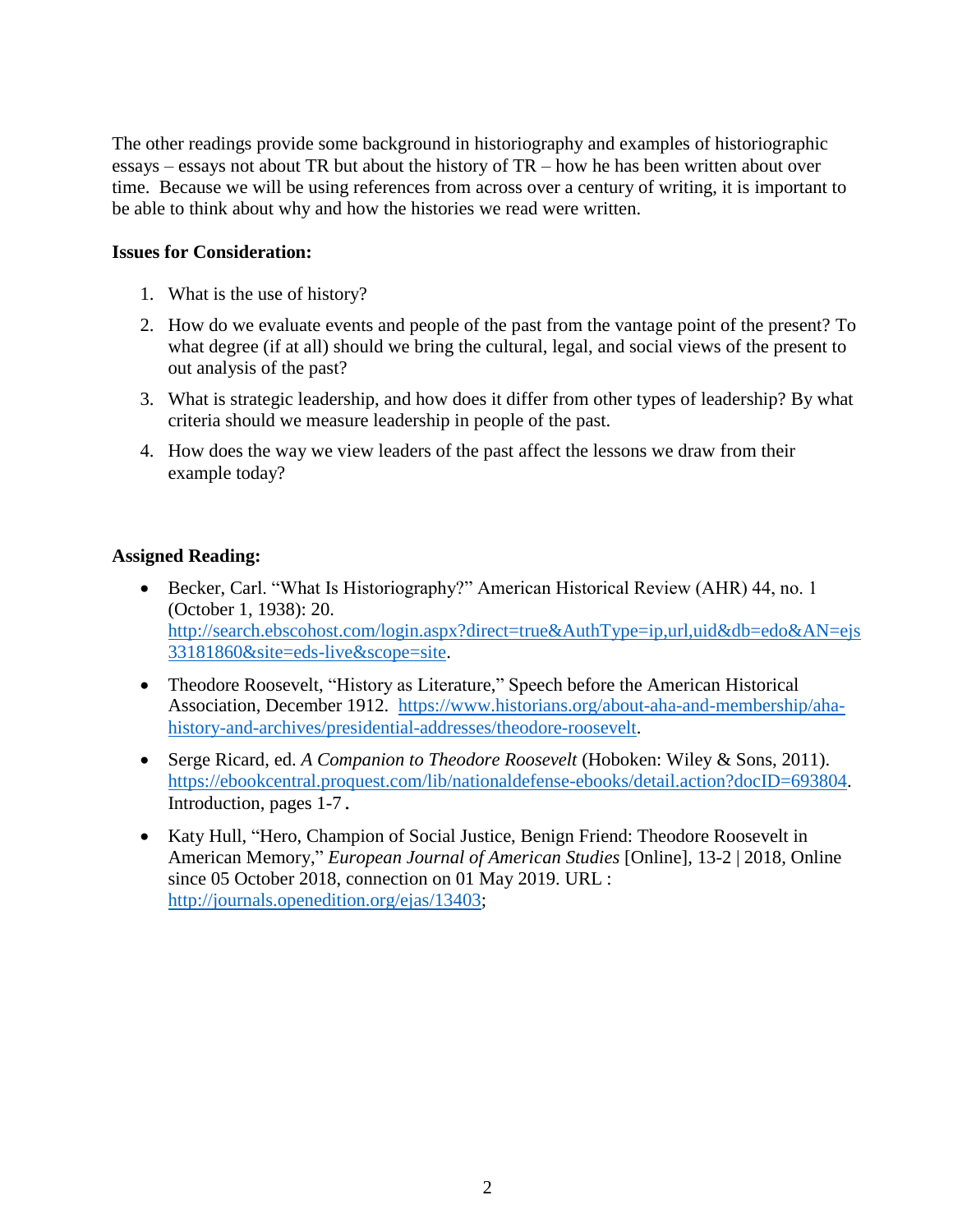The other readings provide some background in historiography and examples of historiographic essays – essays not about TR but about the history of TR – how he has been written about over time. Because we will be using references from across over a century of writing, it is important to be able to think about why and how the histories we read were written.

**Issues for Consideration:**

1. What is the use of history?
2. How do we evaluate events and people of the past from the vantage point of the present? To what degree (if at all) should we bring the cultural, legal, and social views of the present to out analysis of the past?
3. What is strategic leadership, and how does it differ from other types of leadership? By what criteria should we measure leadership in people of the past.
4. How does the way we view leaders of the past affect the lessons we draw from their example today?

**Assigned Reading:**

- Becker, Carl. "What Is Historiography?" American Historical Review (AHR) 44, no. 1 (October 1, 1938): 20. http://search.ebscohost.com/login.aspx?direct=true&AuthType=ip,url,uid&db=edo&AN=ejs33181860&site=eds-live&scope=site.
- Theodore Roosevelt, "History as Literature," Speech before the American Historical Association, December 1912. https://www.historians.org/about-aha-and-membership/aha-history-and-archives/presidential-addresses/theodore-roosevelt.
- Serge Ricard, ed. *A Companion to Theodore Roosevelt* (Hoboken: Wiley & Sons, 2011). https://ebookcentral.proquest.com/lib/nationaldefense-ebooks/detail.action?docID=693804. Introduction, pages 1-7 **.**
- Katy Hull, "Hero, Champion of Social Justice, Benign Friend: Theodore Roosevelt in American Memory," *European Journal of American Studies* [Online], 13-2 | 2018, Online since 05 October 2018, connection on 01 May 2019. URL : http://journals.openedition.org/ejas/13403;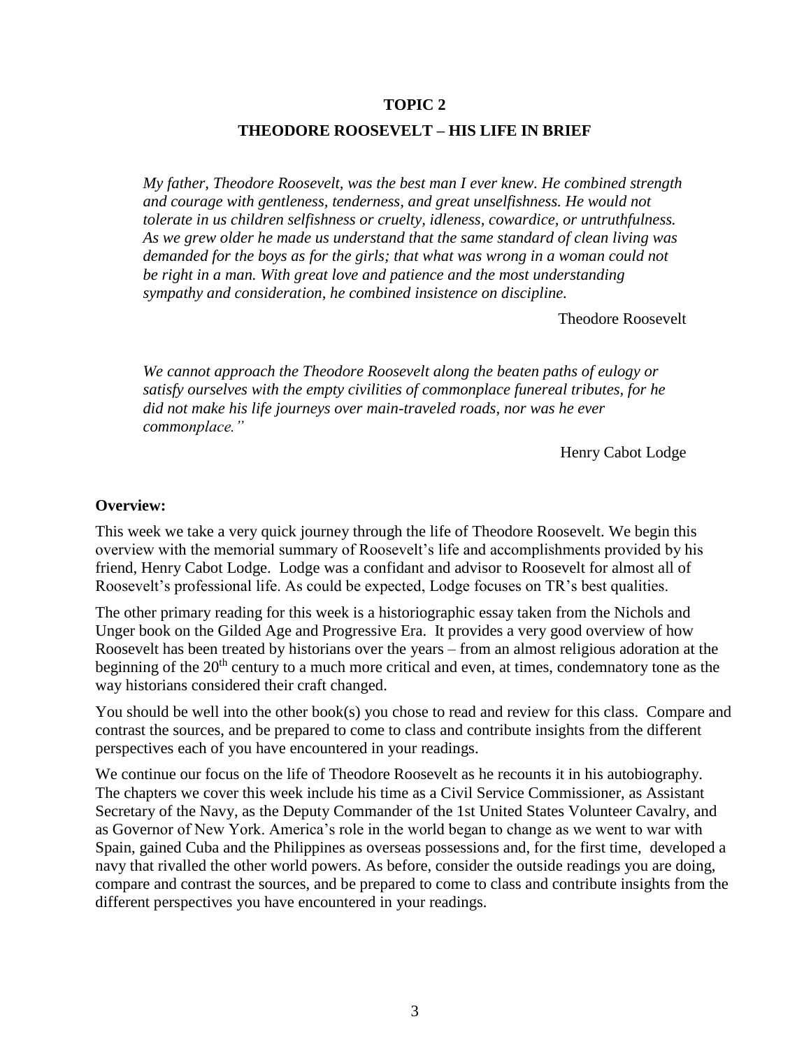## TOPIC 2

## THEODORE ROOSEVELT – HIS LIFE IN BRIEF

*My father, Theodore Roosevelt, was the best man I ever knew. He combined strength and courage with gentleness, tenderness, and great unselfishness. He would not tolerate in us children selfishness or cruelty, idleness, cowardice, or untruthfulness. As we grew older he made us understand that the same standard of clean living was demanded for the boys as for the girls; that what was wrong in a woman could not be right in a man. With great love and patience and the most understanding sympathy and consideration, he combined insistence on discipline.*

Theodore Roosevelt

*We cannot approach the Theodore Roosevelt along the beaten paths of eulogy or satisfy ourselves with the empty civilities of commonplace funereal tributes, for he did not make his life journeys over main-traveled roads, nor was he ever commonplace."*

Henry Cabot Lodge

**Overview:**

This week we take a very quick journey through the life of Theodore Roosevelt. We begin this overview with the memorial summary of Roosevelt's life and accomplishments provided by his friend, Henry Cabot Lodge. Lodge was a confidant and advisor to Roosevelt for almost all of Roosevelt's professional life. As could be expected, Lodge focuses on TR's best qualities.

The other primary reading for this week is a historiographic essay taken from the Nichols and Unger book on the Gilded Age and Progressive Era. It provides a very good overview of how Roosevelt has been treated by historians over the years – from an almost religious adoration at the beginning of the 20th century to a much more critical and even, at times, condemnatory tone as the way historians considered their craft changed.

You should be well into the other book(s) you chose to read and review for this class. Compare and contrast the sources, and be prepared to come to class and contribute insights from the different perspectives each of you have encountered in your readings.

We continue our focus on the life of Theodore Roosevelt as he recounts it in his autobiography. The chapters we cover this week include his time as a Civil Service Commissioner, as Assistant Secretary of the Navy, as the Deputy Commander of the 1st United States Volunteer Cavalry, and as Governor of New York. America's role in the world began to change as we went to war with Spain, gained Cuba and the Philippines as overseas possessions and, for the first time, developed a navy that rivalled the other world powers. As before, consider the outside readings you are doing, compare and contrast the sources, and be prepared to come to class and contribute insights from the different perspectives you have encountered in your readings.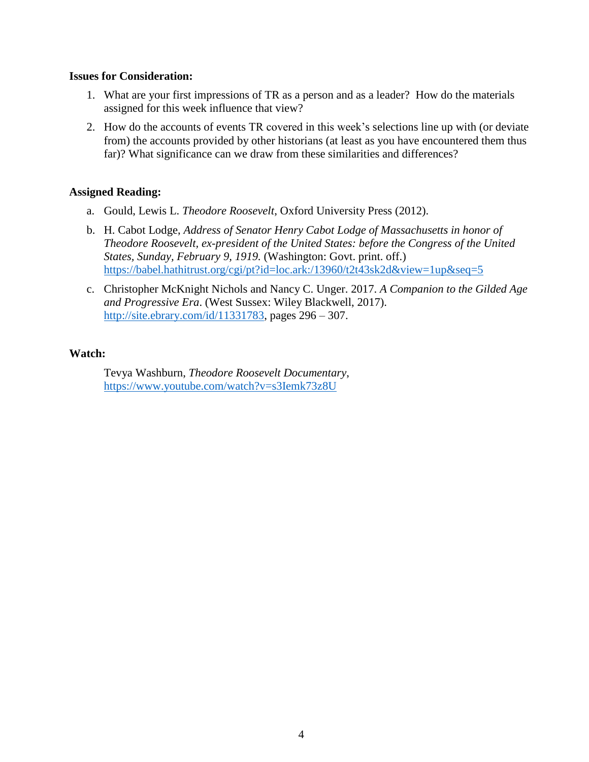**Issues for Consideration:**

1. What are your first impressions of TR as a person and as a leader? How do the materials assigned for this week influence that view?
2. How do the accounts of events TR covered in this week's selections line up with (or deviate from) the accounts provided by other historians (at least as you have encountered them thus far)? What significance can we draw from these similarities and differences?

**Assigned Reading:**

a. Gould, Lewis L. *Theodore Roosevelt*, Oxford University Press (2012).

b. H. Cabot Lodge, *Address of Senator Henry Cabot Lodge of Massachusetts in honor of Theodore Roosevelt, ex-president of the United States: before the Congress of the United States, Sunday, February 9, 1919.* (Washington: Govt. print. off.) https://babel.hathitrust.org/cgi/pt?id=loc.ark:/13960/t2t43sk2d&view=1up&seq=5

c. Christopher McKnight Nichols and Nancy C. Unger. 2017. *A Companion to the Gilded Age and Progressive Era*. (West Sussex: Wiley Blackwell, 2017). http://site.ebrary.com/id/11331783, pages 296 – 307.

**Watch:**

Tevya Washburn, *Theodore Roosevelt Documentary*, https://www.youtube.com/watch?v=s3Iemk73z8U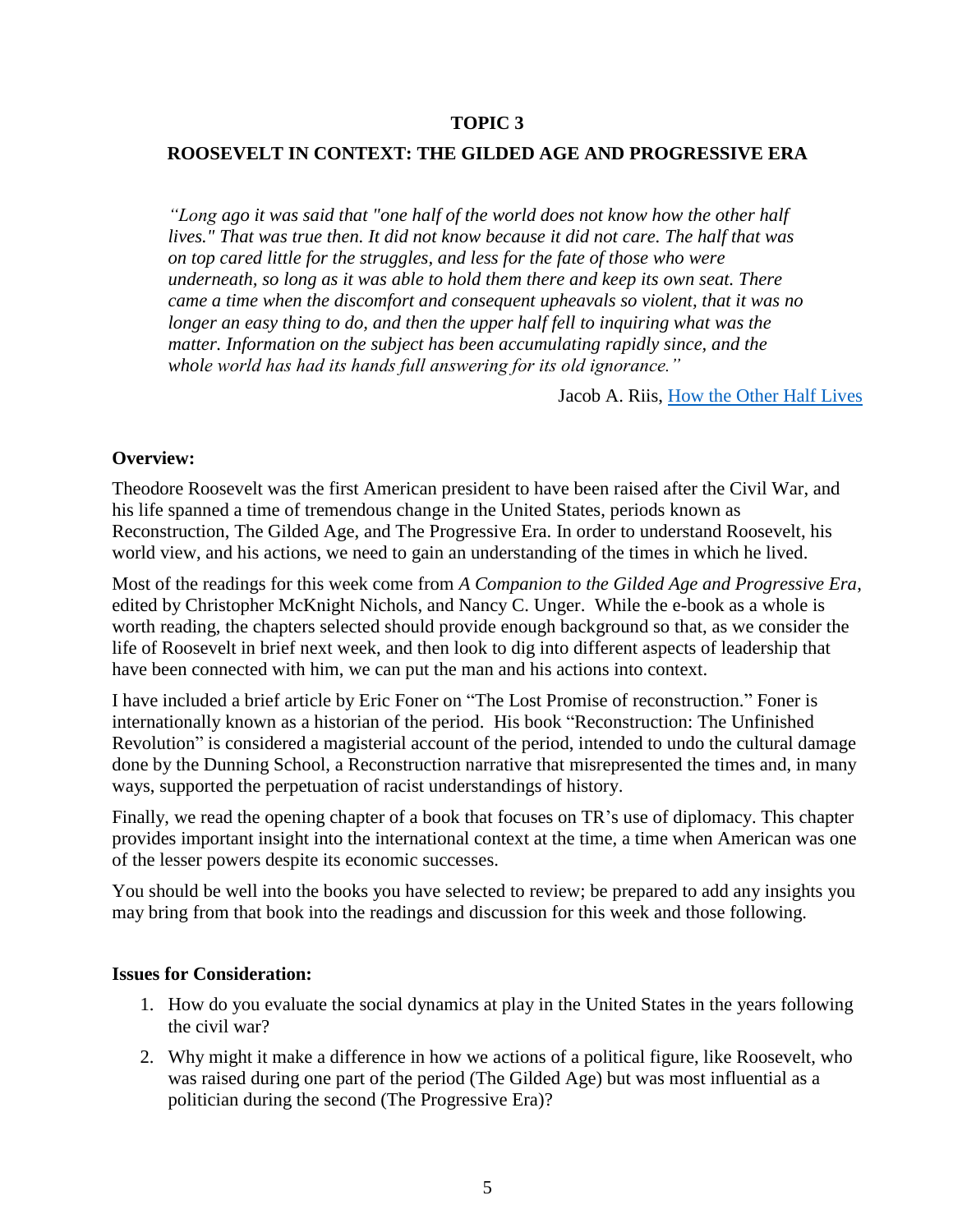**TOPIC 3**

**ROOSEVELT IN CONTEXT: THE GILDED AGE AND PROGRESSIVE ERA**

*"Long ago it was said that "one half of the world does not know how the other half lives." That was true then. It did not know because it did not care. The half that was on top cared little for the struggles, and less for the fate of those who were underneath, so long as it was able to hold them there and keep its own seat. There came a time when the discomfort and consequent upheavals so violent, that it was no longer an easy thing to do, and then the upper half fell to inquiring what was the matter. Information on the subject has been accumulating rapidly since, and the whole world has had its hands full answering for its old ignorance."*

Jacob A. Riis, [How the Other Half Lives]

**Overview:**

Theodore Roosevelt was the first American president to have been raised after the Civil War, and his life spanned a time of tremendous change in the United States, periods known as Reconstruction, The Gilded Age, and The Progressive Era. In order to understand Roosevelt, his world view, and his actions, we need to gain an understanding of the times in which he lived.

Most of the readings for this week come from *A Companion to the Gilded Age and Progressive Era*, edited by Christopher McKnight Nichols, and Nancy C. Unger. While the e-book as a whole is worth reading, the chapters selected should provide enough background so that, as we consider the life of Roosevelt in brief next week, and then look to dig into different aspects of leadership that have been connected with him, we can put the man and his actions into context.

I have included a brief article by Eric Foner on "The Lost Promise of reconstruction." Foner is internationally known as a historian of the period. His book "Reconstruction: The Unfinished Revolution" is considered a magisterial account of the period, intended to undo the cultural damage done by the Dunning School, a Reconstruction narrative that misrepresented the times and, in many ways, supported the perpetuation of racist understandings of history.

Finally, we read the opening chapter of a book that focuses on TR's use of diplomacy. This chapter provides important insight into the international context at the time, a time when American was one of the lesser powers despite its economic successes.

You should be well into the books you have selected to review; be prepared to add any insights you may bring from that book into the readings and discussion for this week and those following.

**Issues for Consideration:**

1. How do you evaluate the social dynamics at play in the United States in the years following the civil war?
2. Why might it make a difference in how we actions of a political figure, like Roosevelt, who was raised during one part of the period (The Gilded Age) but was most influential as a politician during the second (The Progressive Era)?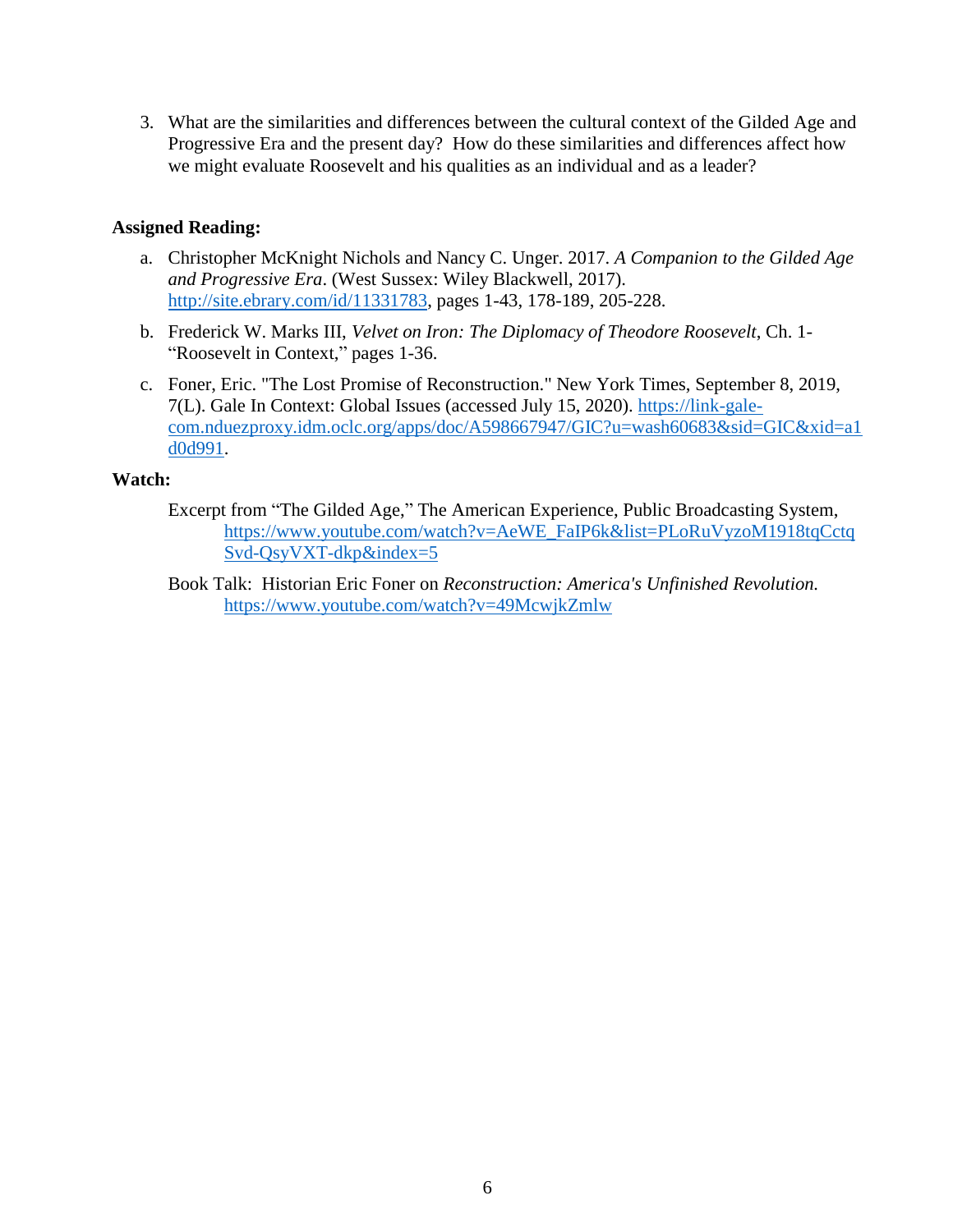3. What are the similarities and differences between the cultural context of the Gilded Age and Progressive Era and the present day? How do these similarities and differences affect how we might evaluate Roosevelt and his qualities as an individual and as a leader?

**Assigned Reading:**

a. Christopher McKnight Nichols and Nancy C. Unger. 2017. *A Companion to the Gilded Age and Progressive Era*. (West Sussex: Wiley Blackwell, 2017). http://site.ebrary.com/id/11331783, pages 1-43, 178-189, 205-228.

b. Frederick W. Marks III, *Velvet on Iron: The Diplomacy of Theodore Roosevelt*, Ch. 1- "Roosevelt in Context," pages 1-36.

c. Foner, Eric. "The Lost Promise of Reconstruction." New York Times, September 8, 2019, 7(L). Gale In Context: Global Issues (accessed July 15, 2020). https://link-gale-com.nduezproxy.idm.oclc.org/apps/doc/A598667947/GIC?u=wash60683&sid=GIC&xid=a1d0d991.

**Watch:**

Excerpt from "The Gilded Age," The American Experience, Public Broadcasting System, https://www.youtube.com/watch?v=AeWE_FaIP6k&list=PLoRuVyzoM1918tqCctqSvd-QsyVXT-dkp&index=5

Book Talk: Historian Eric Foner on *Reconstruction: America's Unfinished Revolution.* https://www.youtube.com/watch?v=49McwjkZmlw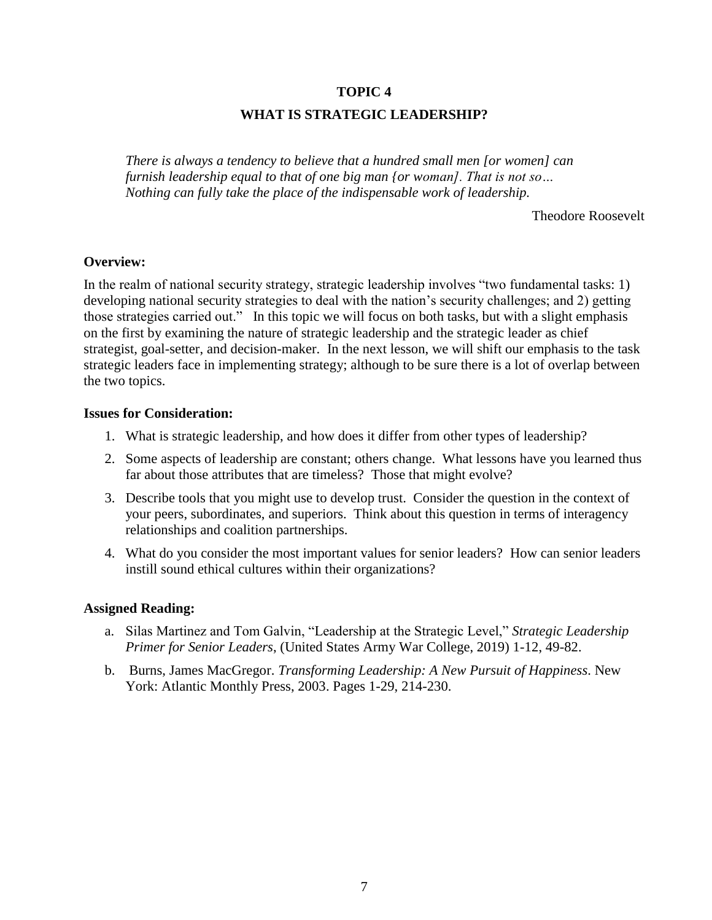## TOPIC 4

## WHAT IS STRATEGIC LEADERSHIP?

> *There is always a tendency to believe that a hundred small men [or women] can furnish leadership equal to that of one big man {or woman]. That is not so… Nothing can fully take the place of the indispensable work of leadership.*
>
> Theodore Roosevelt

**Overview:**

In the realm of national security strategy, strategic leadership involves "two fundamental tasks: 1) developing national security strategies to deal with the nation's security challenges; and 2) getting those strategies carried out." In this topic we will focus on both tasks, but with a slight emphasis on the first by examining the nature of strategic leadership and the strategic leader as chief strategist, goal-setter, and decision-maker. In the next lesson, we will shift our emphasis to the task strategic leaders face in implementing strategy; although to be sure there is a lot of overlap between the two topics.

**Issues for Consideration:**

1. What is strategic leadership, and how does it differ from other types of leadership?
2. Some aspects of leadership are constant; others change. What lessons have you learned thus far about those attributes that are timeless? Those that might evolve?
3. Describe tools that you might use to develop trust. Consider the question in the context of your peers, subordinates, and superiors. Think about this question in terms of interagency relationships and coalition partnerships.
4. What do you consider the most important values for senior leaders? How can senior leaders instill sound ethical cultures within their organizations?

**Assigned Reading:**

a. Silas Martinez and Tom Galvin, "Leadership at the Strategic Level," *Strategic Leadership Primer for Senior Leaders*, (United States Army War College, 2019) 1-12, 49-82.

b. Burns, James MacGregor. *Transforming Leadership: A New Pursuit of Happiness*. New York: Atlantic Monthly Press, 2003. Pages 1-29, 214-230.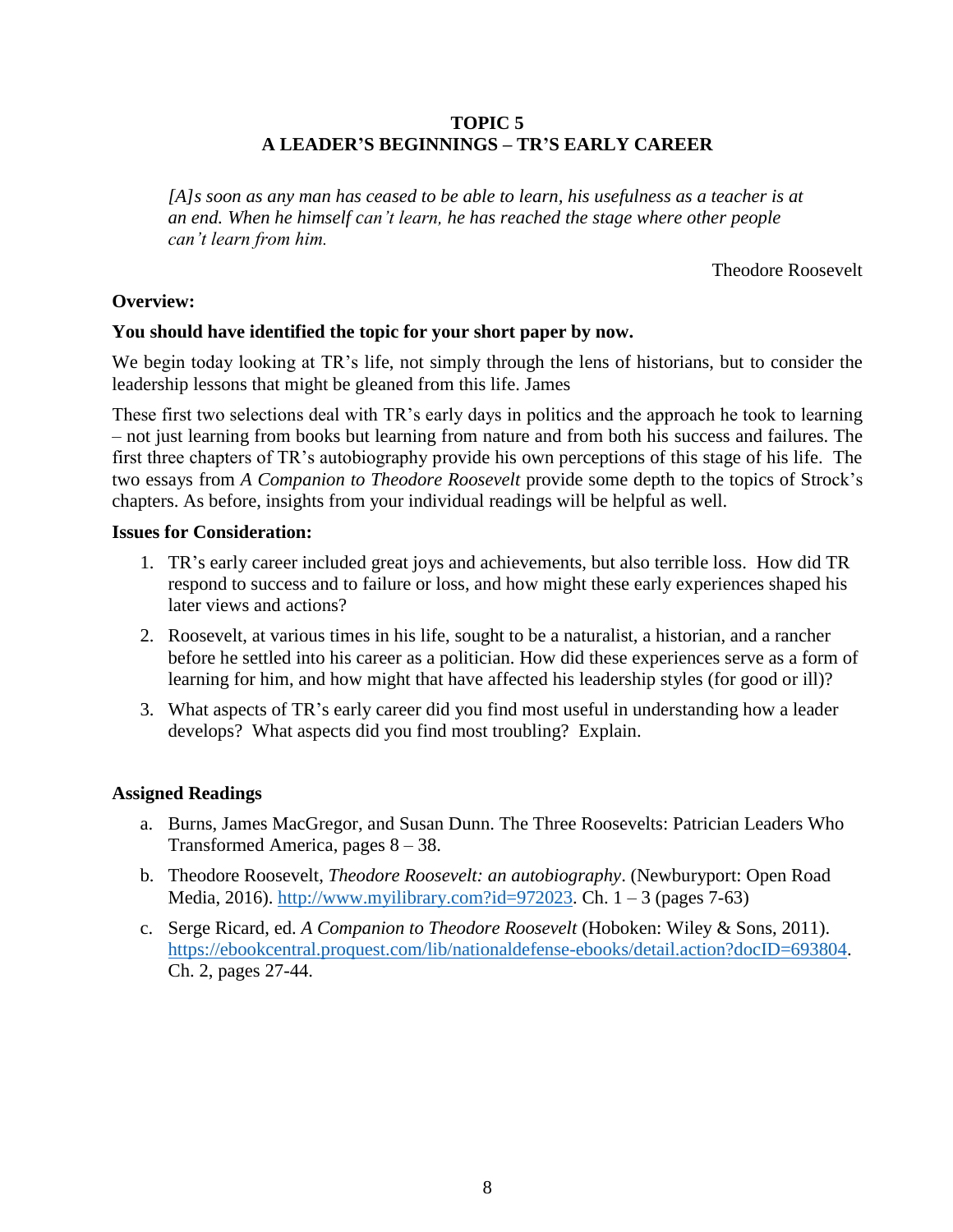## TOPIC 5
## A LEADER'S BEGINNINGS – TR'S EARLY CAREER

*[A]s soon as any man has ceased to be able to learn, his usefulness as a teacher is at an end. When he himself can't learn, he has reached the stage where other people can't learn from him.*

Theodore Roosevelt

**Overview:**

**You should have identified the topic for your short paper by now.**

We begin today looking at TR's life, not simply through the lens of historians, but to consider the leadership lessons that might be gleaned from this life. James

These first two selections deal with TR's early days in politics and the approach he took to learning – not just learning from books but learning from nature and from both his success and failures. The first three chapters of TR's autobiography provide his own perceptions of this stage of his life. The two essays from *A Companion to Theodore Roosevelt* provide some depth to the topics of Strock's chapters. As before, insights from your individual readings will be helpful as well.

**Issues for Consideration:**

1. TR's early career included great joys and achievements, but also terrible loss. How did TR respond to success and to failure or loss, and how might these early experiences shaped his later views and actions?
2. Roosevelt, at various times in his life, sought to be a naturalist, a historian, and a rancher before he settled into his career as a politician. How did these experiences serve as a form of learning for him, and how might that have affected his leadership styles (for good or ill)?
3. What aspects of TR's early career did you find most useful in understanding how a leader develops? What aspects did you find most troubling? Explain.

**Assigned Readings**

a. Burns, James MacGregor, and Susan Dunn. The Three Roosevelts: Patrician Leaders Who Transformed America, pages 8 – 38.

b. Theodore Roosevelt, *Theodore Roosevelt: an autobiography*. (Newburyport: Open Road Media, 2016). http://www.myilibrary.com?id=972023. Ch. 1 – 3 (pages 7-63)

c. Serge Ricard, ed. *A Companion to Theodore Roosevelt* (Hoboken: Wiley & Sons, 2011). https://ebookcentral.proquest.com/lib/nationaldefense-ebooks/detail.action?docID=693804. Ch. 2, pages 27-44.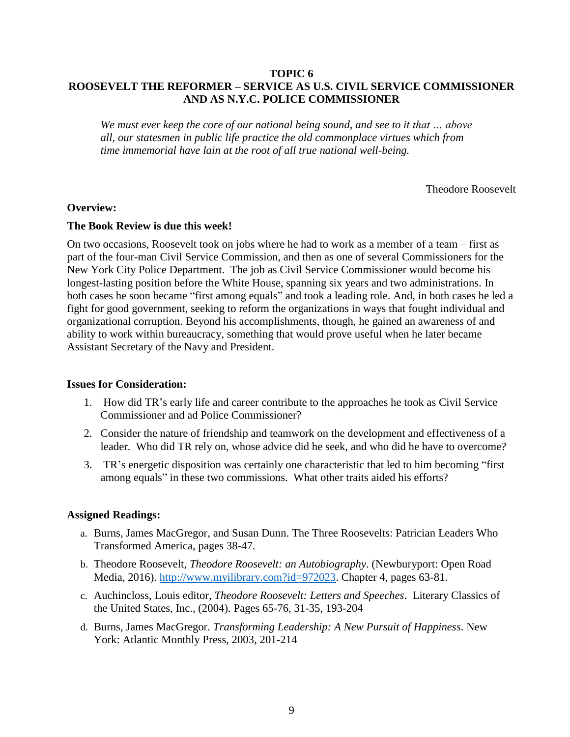## TOPIC 6
## ROOSEVELT THE REFORMER – SERVICE AS U.S. CIVIL SERVICE COMMISSIONER AND AS N.Y.C. POLICE COMMISSIONER

*We must ever keep the core of our national being sound, and see to it that … above all, our statesmen in public life practice the old commonplace virtues which from time immemorial have lain at the root of all true national well-being.*

Theodore Roosevelt

**Overview:**

**The Book Review is due this week!**

On two occasions, Roosevelt took on jobs where he had to work as a member of a team – first as part of the four-man Civil Service Commission, and then as one of several Commissioners for the New York City Police Department. The job as Civil Service Commissioner would become his longest-lasting position before the White House, spanning six years and two administrations. In both cases he soon became "first among equals" and took a leading role. And, in both cases he led a fight for good government, seeking to reform the organizations in ways that fought individual and organizational corruption. Beyond his accomplishments, though, he gained an awareness of and ability to work within bureaucracy, something that would prove useful when he later became Assistant Secretary of the Navy and President.

**Issues for Consideration:**

1. How did TR's early life and career contribute to the approaches he took as Civil Service Commissioner and ad Police Commissioner?
2. Consider the nature of friendship and teamwork on the development and effectiveness of a leader. Who did TR rely on, whose advice did he seek, and who did he have to overcome?
3. TR's energetic disposition was certainly one characteristic that led to him becoming "first among equals" in these two commissions. What other traits aided his efforts?

**Assigned Readings:**

a. Burns, James MacGregor, and Susan Dunn. The Three Roosevelts: Patrician Leaders Who Transformed America, pages 38-47.
b. Theodore Roosevelt, *Theodore Roosevelt: an Autobiography*. (Newburyport: Open Road Media, 2016). http://www.myilibrary.com?id=972023. Chapter 4, pages 63-81.
c. Auchincloss, Louis editor, *Theodore Roosevelt: Letters and Speeches*. Literary Classics of the United States, Inc., (2004). Pages 65-76, 31-35, 193-204
d. Burns, James MacGregor. *Transforming Leadership: A New Pursuit of Happiness*. New York: Atlantic Monthly Press, 2003, 201-214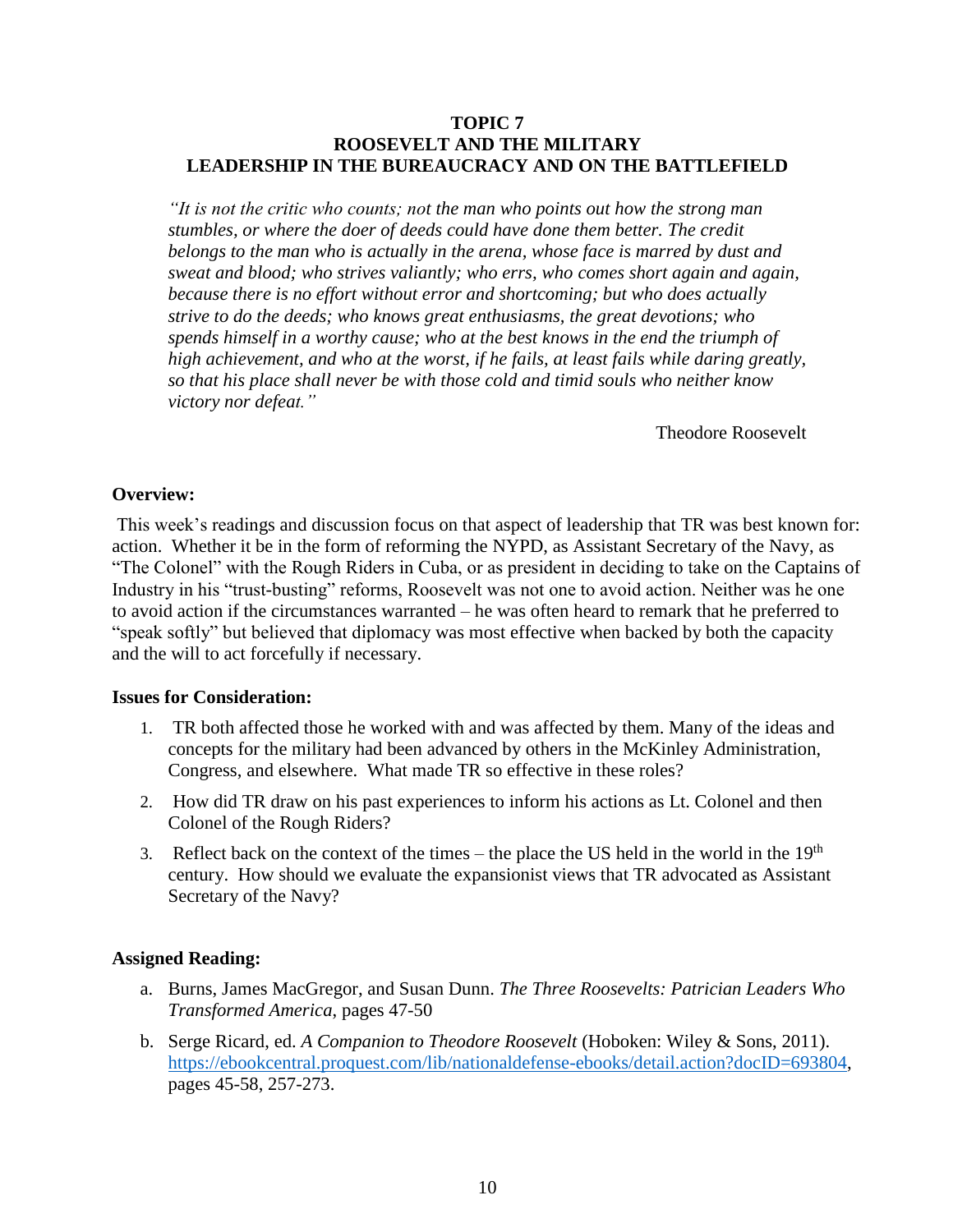# TOPIC 7
## ROOSEVELT AND THE MILITARY
## LEADERSHIP IN THE BUREAUCRACY AND ON THE BATTLEFIELD

*"It is not the critic who counts; not the man who points out how the strong man stumbles, or where the doer of deeds could have done them better. The credit belongs to the man who is actually in the arena, whose face is marred by dust and sweat and blood; who strives valiantly; who errs, who comes short again and again, because there is no effort without error and shortcoming; but who does actually strive to do the deeds; who knows great enthusiasms, the great devotions; who spends himself in a worthy cause; who at the best knows in the end the triumph of high achievement, and who at the worst, if he fails, at least fails while daring greatly, so that his place shall never be with those cold and timid souls who neither know victory nor defeat."*

Theodore Roosevelt

**Overview:**

This week's readings and discussion focus on that aspect of leadership that TR was best known for: action. Whether it be in the form of reforming the NYPD, as Assistant Secretary of the Navy, as "The Colonel" with the Rough Riders in Cuba, or as president in deciding to take on the Captains of Industry in his "trust-busting" reforms, Roosevelt was not one to avoid action. Neither was he one to avoid action if the circumstances warranted – he was often heard to remark that he preferred to "speak softly" but believed that diplomacy was most effective when backed by both the capacity and the will to act forcefully if necessary.

**Issues for Consideration:**

1. TR both affected those he worked with and was affected by them. Many of the ideas and concepts for the military had been advanced by others in the McKinley Administration, Congress, and elsewhere. What made TR so effective in these roles?
2. How did TR draw on his past experiences to inform his actions as Lt. Colonel and then Colonel of the Rough Riders?
3. Reflect back on the context of the times – the place the US held in the world in the 19th century. How should we evaluate the expansionist views that TR advocated as Assistant Secretary of the Navy?

**Assigned Reading:**

a. Burns, James MacGregor, and Susan Dunn. *The Three Roosevelts: Patrician Leaders Who Transformed America*, pages 47-50
b. Serge Ricard, ed. *A Companion to Theodore Roosevelt* (Hoboken: Wiley & Sons, 2011). https://ebookcentral.proquest.com/lib/nationaldefense-ebooks/detail.action?docID=693804, pages 45-58, 257-273.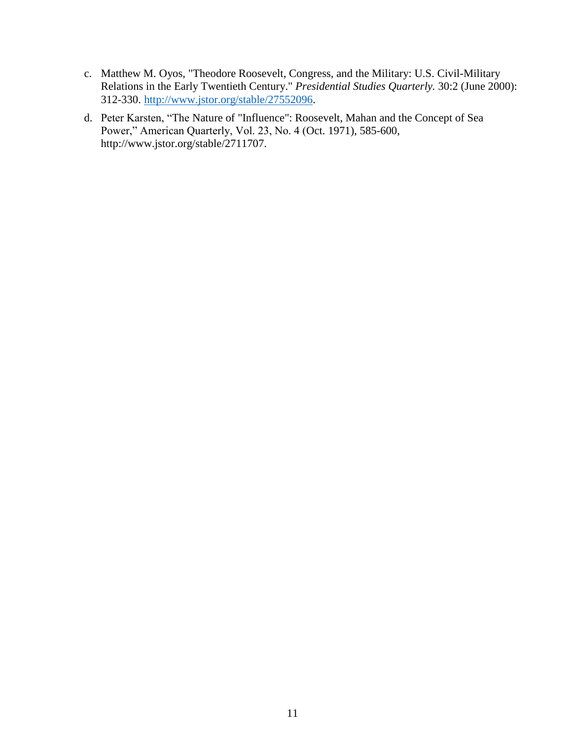c. Matthew M. Oyos, "Theodore Roosevelt, Congress, and the Military: U.S. Civil-Military Relations in the Early Twentieth Century." *Presidential Studies Quarterly*. 30:2 (June 2000): 312-330. [http://www.jstor.org/stable/27552096](http://www.jstor.org/stable/27552096).

d. Peter Karsten, “The Nature of "Influence": Roosevelt, Mahan and the Concept of Sea Power,” American Quarterly, Vol. 23, No. 4 (Oct. 1971), 585-600, http://www.jstor.org/stable/2711707.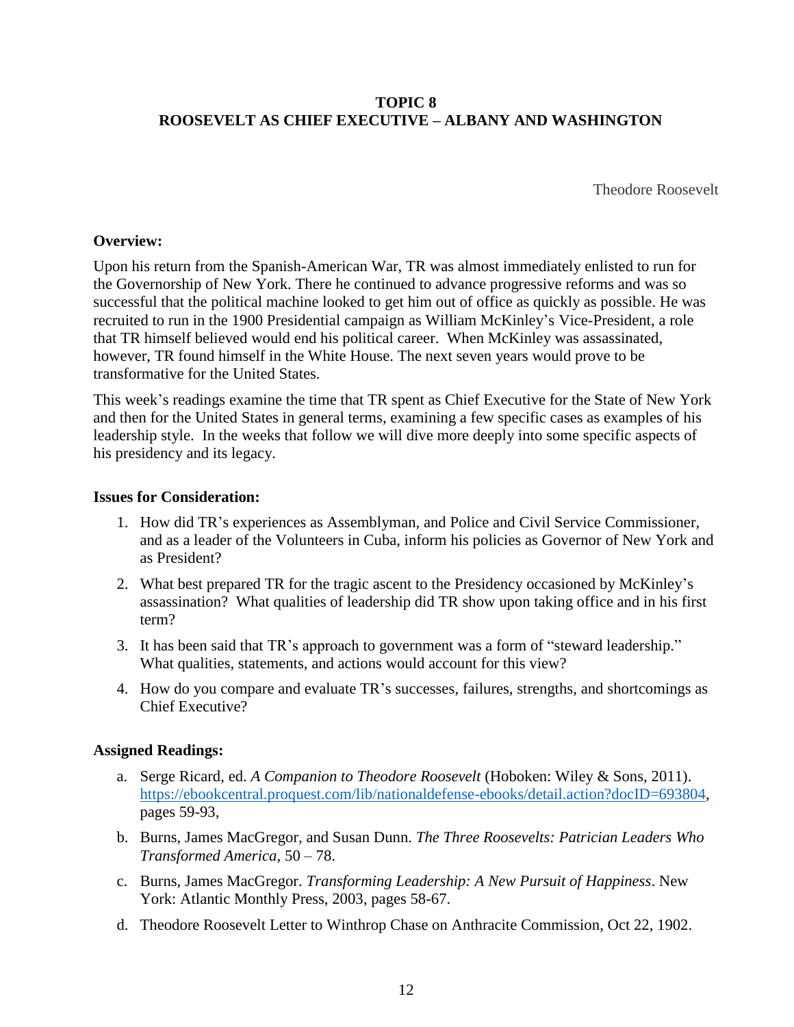# TOPIC 8
# ROOSEVELT AS CHIEF EXECUTIVE – ALBANY AND WASHINGTON

Theodore Roosevelt

**Overview:**

Upon his return from the Spanish-American War, TR was almost immediately enlisted to run for the Governorship of New York. There he continued to advance progressive reforms and was so successful that the political machine looked to get him out of office as quickly as possible. He was recruited to run in the 1900 Presidential campaign as William McKinley's Vice-President, a role that TR himself believed would end his political career. When McKinley was assassinated, however, TR found himself in the White House. The next seven years would prove to be transformative for the United States.

This week's readings examine the time that TR spent as Chief Executive for the State of New York and then for the United States in general terms, examining a few specific cases as examples of his leadership style. In the weeks that follow we will dive more deeply into some specific aspects of his presidency and its legacy.

**Issues for Consideration:**

1. How did TR's experiences as Assemblyman, and Police and Civil Service Commissioner, and as a leader of the Volunteers in Cuba, inform his policies as Governor of New York and as President?
2. What best prepared TR for the tragic ascent to the Presidency occasioned by McKinley's assassination? What qualities of leadership did TR show upon taking office and in his first term?
3. It has been said that TR's approach to government was a form of "steward leadership." What qualities, statements, and actions would account for this view?
4. How do you compare and evaluate TR's successes, failures, strengths, and shortcomings as Chief Executive?

**Assigned Readings:**

a. Serge Ricard, ed. *A Companion to Theodore Roosevelt* (Hoboken: Wiley & Sons, 2011). https://ebookcentral.proquest.com/lib/nationaldefense-ebooks/detail.action?docID=693804, pages 59-93,

b. Burns, James MacGregor, and Susan Dunn. *The Three Roosevelts: Patrician Leaders Who Transformed America*, 50 – 78.

c. Burns, James MacGregor. *Transforming Leadership: A New Pursuit of Happiness*. New York: Atlantic Monthly Press, 2003, pages 58-67.

d. Theodore Roosevelt Letter to Winthrop Chase on Anthracite Commission, Oct 22, 1902.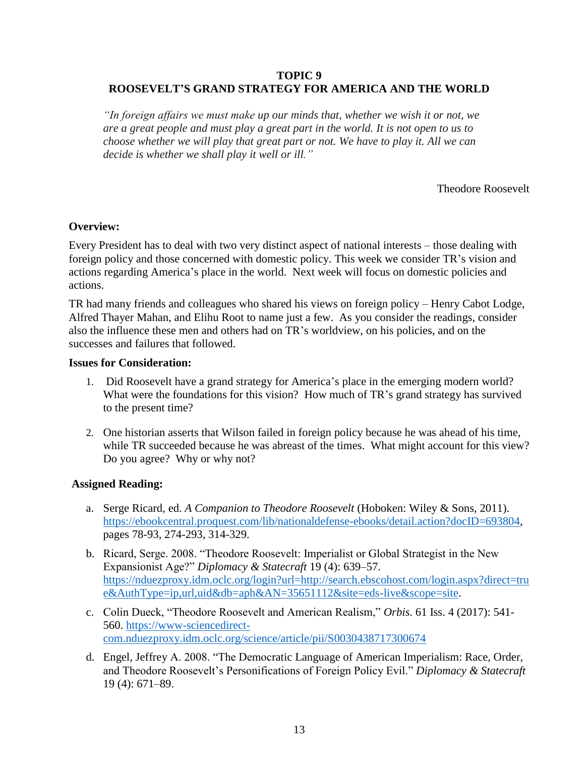**TOPIC 9**
**ROOSEVELT'S GRAND STRATEGY FOR AMERICA AND THE WORLD**

> *"In foreign affairs we must make up our minds that, whether we wish it or not, we are a great people and must play a great part in the world. It is not open to us to choose whether we will play that great part or not. We have to play it. All we can decide is whether we shall play it well or ill."*
>
> Theodore Roosevelt

**Overview:**

Every President has to deal with two very distinct aspect of national interests – those dealing with foreign policy and those concerned with domestic policy. This week we consider TR's vision and actions regarding America's place in the world. Next week will focus on domestic policies and actions.

TR had many friends and colleagues who shared his views on foreign policy – Henry Cabot Lodge, Alfred Thayer Mahan, and Elihu Root to name just a few. As you consider the readings, consider also the influence these men and others had on TR's worldview, on his policies, and on the successes and failures that followed.

**Issues for Consideration:**

1. Did Roosevelt have a grand strategy for America's place in the emerging modern world? What were the foundations for this vision? How much of TR's grand strategy has survived to the present time?

2. One historian asserts that Wilson failed in foreign policy because he was ahead of his time, while TR succeeded because he was abreast of the times. What might account for this view? Do you agree? Why or why not?

**Assigned Reading:**

a. Serge Ricard, ed. *A Companion to Theodore Roosevelt* (Hoboken: Wiley & Sons, 2011). https://ebookcentral.proquest.com/lib/nationaldefense-ebooks/detail.action?docID=693804, pages 78-93, 274-293, 314-329.

b. Ricard, Serge. 2008. "Theodore Roosevelt: Imperialist or Global Strategist in the New Expansionist Age?" *Diplomacy & Statecraft* 19 (4): 639–57. https://nduezproxy.idm.oclc.org/login?url=http://search.ebscohost.com/login.aspx?direct=true&AuthType=ip,url,uid&db=aph&AN=35651112&site=eds-live&scope=site.

c. Colin Dueck, "Theodore Roosevelt and American Realism," *Orbis.* 61 Iss. 4 (2017): 541-560. https://www-sciencedirect-com.nduezproxy.idm.oclc.org/science/article/pii/S0030438717300674

d. Engel, Jeffrey A. 2008. "The Democratic Language of American Imperialism: Race, Order, and Theodore Roosevelt's Personifications of Foreign Policy Evil." *Diplomacy & Statecraft* 19 (4): 671–89.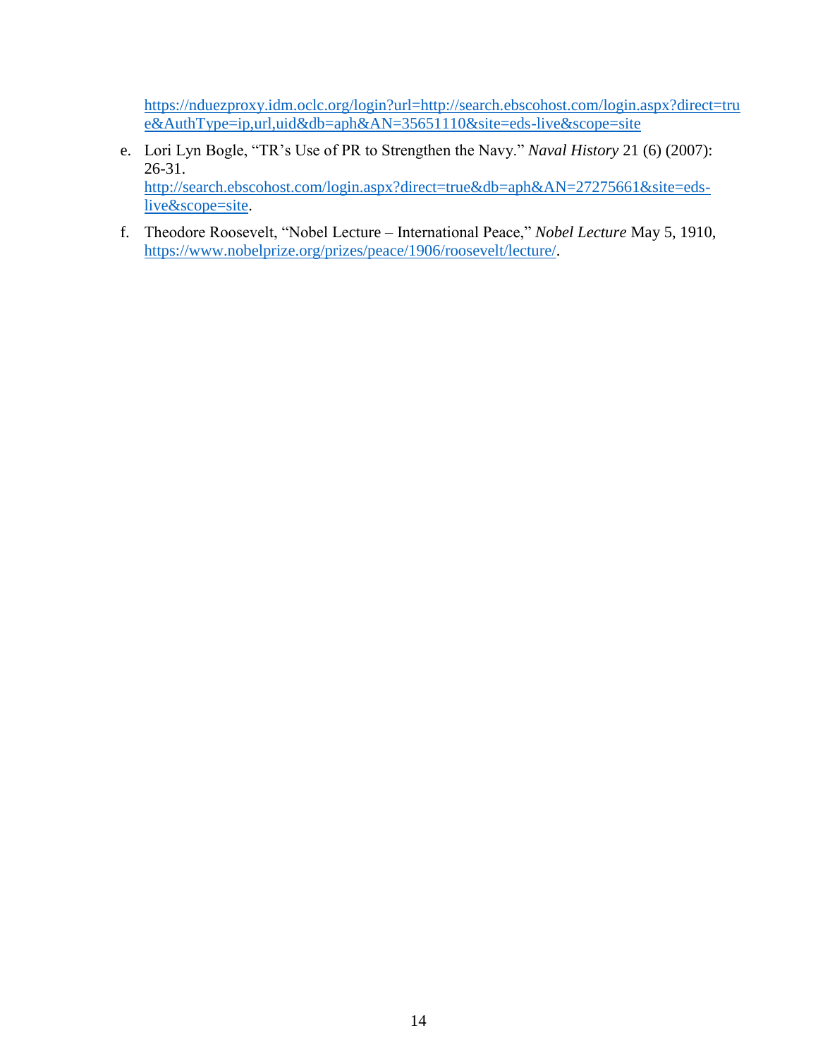https://nduezproxy.idm.oclc.org/login?url=http://search.ebscohost.com/login.aspx?direct=true&AuthType=ip,url,uid&db=aph&AN=35651110&site=eds-live&scope=site

e. Lori Lyn Bogle, "TR's Use of PR to Strengthen the Navy." *Naval History* 21 (6) (2007): 26-31. http://search.ebscohost.com/login.aspx?direct=true&db=aph&AN=27275661&site=eds-live&scope=site.

f. Theodore Roosevelt, "Nobel Lecture – International Peace," *Nobel Lecture* May 5, 1910, https://www.nobelprize.org/prizes/peace/1906/roosevelt/lecture/.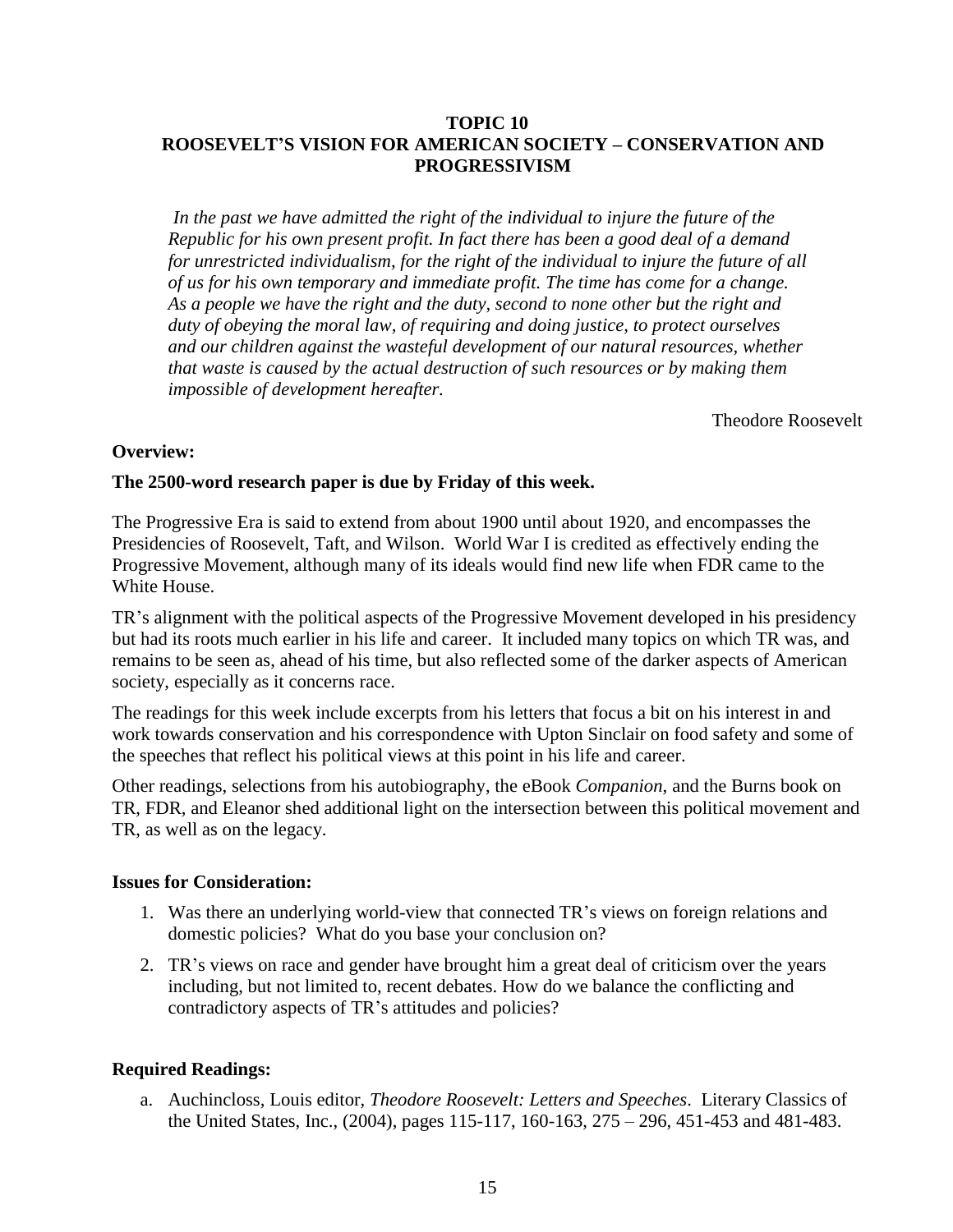## TOPIC 10
## ROOSEVELT'S VISION FOR AMERICAN SOCIETY – CONSERVATION AND PROGRESSIVISM

*In the past we have admitted the right of the individual to injure the future of the Republic for his own present profit. In fact there has been a good deal of a demand for unrestricted individualism, for the right of the individual to injure the future of all of us for his own temporary and immediate profit. The time has come for a change. As a people we have the right and the duty, second to none other but the right and duty of obeying the moral law, of requiring and doing justice, to protect ourselves and our children against the wasteful development of our natural resources, whether that waste is caused by the actual destruction of such resources or by making them impossible of development hereafter.*

Theodore Roosevelt

**Overview:**

**The 2500-word research paper is due by Friday of this week.**

The Progressive Era is said to extend from about 1900 until about 1920, and encompasses the Presidencies of Roosevelt, Taft, and Wilson. World War I is credited as effectively ending the Progressive Movement, although many of its ideals would find new life when FDR came to the White House.

TR's alignment with the political aspects of the Progressive Movement developed in his presidency but had its roots much earlier in his life and career. It included many topics on which TR was, and remains to be seen as, ahead of his time, but also reflected some of the darker aspects of American society, especially as it concerns race.

The readings for this week include excerpts from his letters that focus a bit on his interest in and work towards conservation and his correspondence with Upton Sinclair on food safety and some of the speeches that reflect his political views at this point in his life and career.

Other readings, selections from his autobiography, the eBook *Companion*, and the Burns book on TR, FDR, and Eleanor shed additional light on the intersection between this political movement and TR, as well as on the legacy.

**Issues for Consideration:**

1. Was there an underlying world-view that connected TR's views on foreign relations and domestic policies? What do you base your conclusion on?
2. TR's views on race and gender have brought him a great deal of criticism over the years including, but not limited to, recent debates. How do we balance the conflicting and contradictory aspects of TR's attitudes and policies?

**Required Readings:**

a. Auchincloss, Louis editor, *Theodore Roosevelt: Letters and Speeches*. Literary Classics of the United States, Inc., (2004), pages 115-117, 160-163, 275 – 296, 451-453 and 481-483.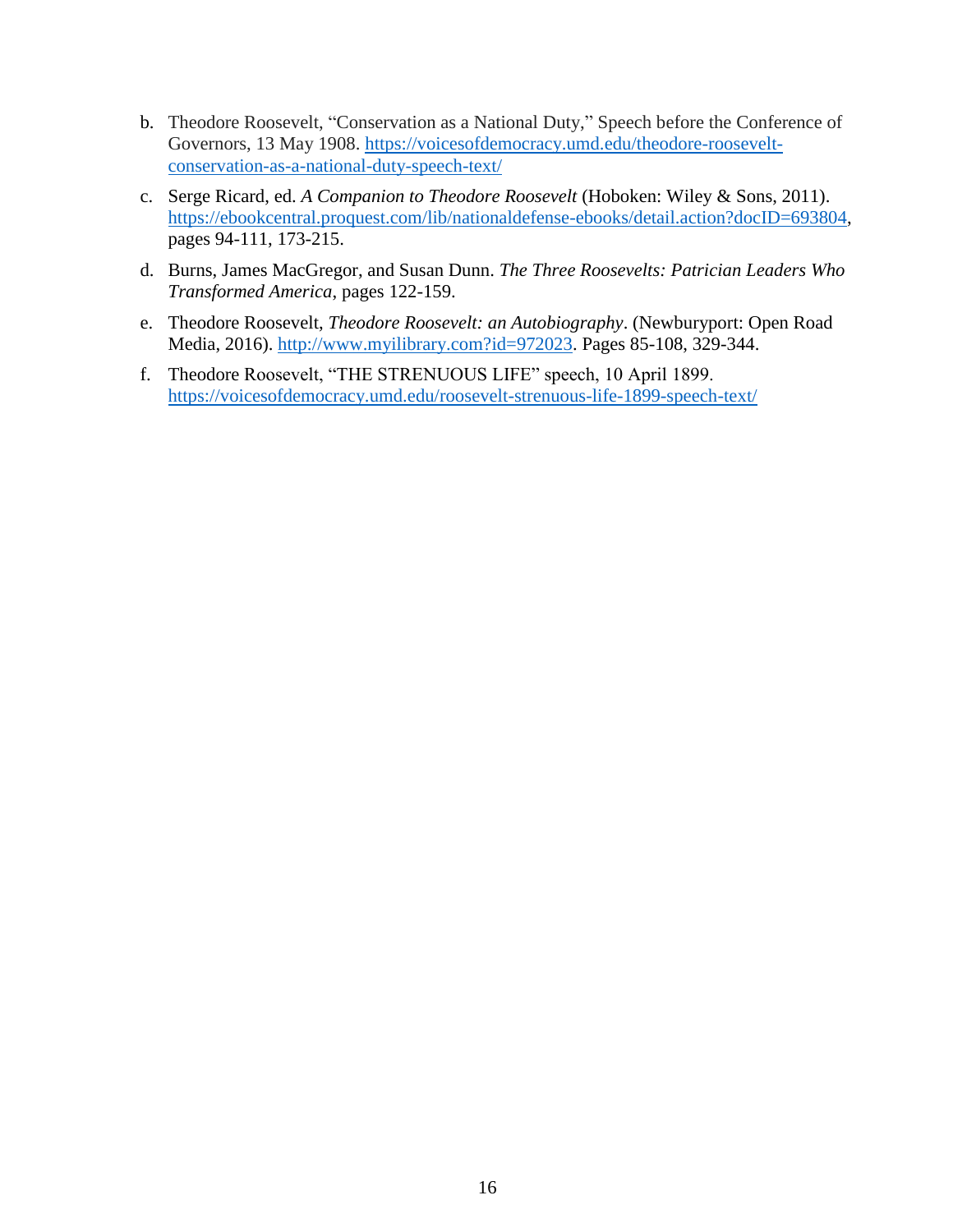b. Theodore Roosevelt, "Conservation as a National Duty," Speech before the Conference of Governors, 13 May 1908. https://voicesofdemocracy.umd.edu/theodore-roosevelt-conservation-as-a-national-duty-speech-text/

c. Serge Ricard, ed. *A Companion to Theodore Roosevelt* (Hoboken: Wiley & Sons, 2011). https://ebookcentral.proquest.com/lib/nationaldefense-ebooks/detail.action?docID=693804, pages 94-111, 173-215.

d. Burns, James MacGregor, and Susan Dunn. *The Three Roosevelts: Patrician Leaders Who Transformed America*, pages 122-159.

e. Theodore Roosevelt, *Theodore Roosevelt: an Autobiography*. (Newburyport: Open Road Media, 2016). http://www.myilibrary.com?id=972023. Pages 85-108, 329-344.

f. Theodore Roosevelt, "THE STRENUOUS LIFE" speech, 10 April 1899. https://voicesofdemocracy.umd.edu/roosevelt-strenuous-life-1899-speech-text/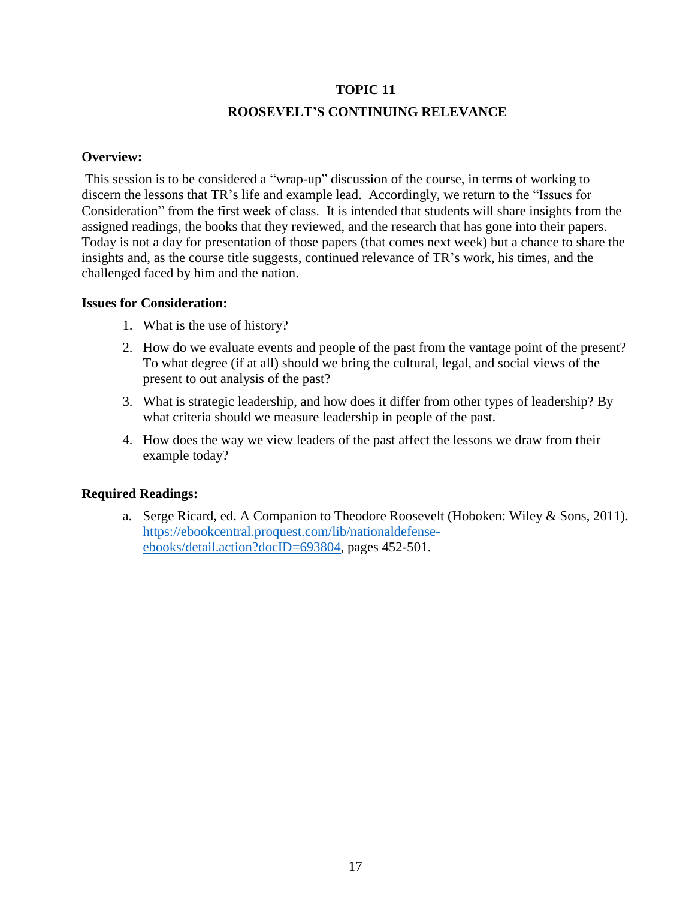## TOPIC 11

## ROOSEVELT'S CONTINUING RELEVANCE

**Overview:**

This session is to be considered a "wrap-up" discussion of the course, in terms of working to discern the lessons that TR's life and example lead. Accordingly, we return to the "Issues for Consideration" from the first week of class. It is intended that students will share insights from the assigned readings, the books that they reviewed, and the research that has gone into their papers. Today is not a day for presentation of those papers (that comes next week) but a chance to share the insights and, as the course title suggests, continued relevance of TR's work, his times, and the challenged faced by him and the nation.

**Issues for Consideration:**

1. What is the use of history?
2. How do we evaluate events and people of the past from the vantage point of the present? To what degree (if at all) should we bring the cultural, legal, and social views of the present to out analysis of the past?
3. What is strategic leadership, and how does it differ from other types of leadership? By what criteria should we measure leadership in people of the past.
4. How does the way we view leaders of the past affect the lessons we draw from their example today?

**Required Readings:**

a. Serge Ricard, ed. A Companion to Theodore Roosevelt (Hoboken: Wiley & Sons, 2011). https://ebookcentral.proquest.com/lib/nationaldefense-ebooks/detail.action?docID=693804, pages 452-501.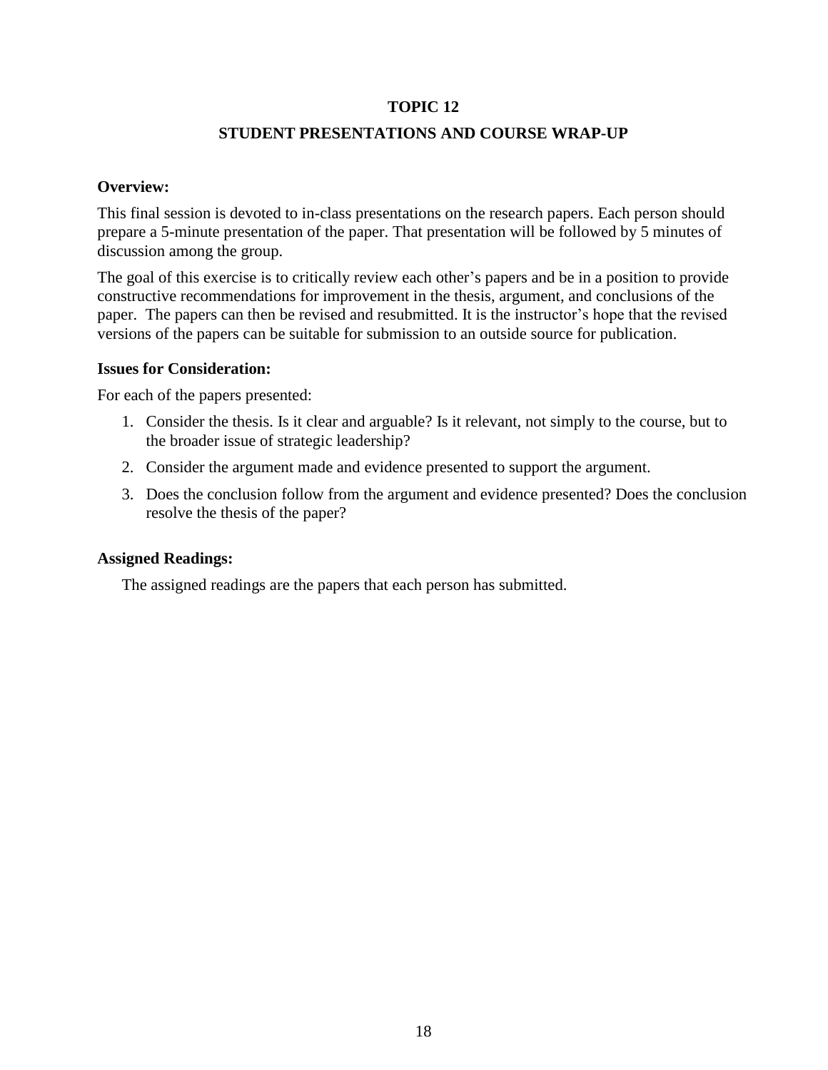# TOPIC 12

## STUDENT PRESENTATIONS AND COURSE WRAP-UP

**Overview:**

This final session is devoted to in-class presentations on the research papers. Each person should prepare a 5-minute presentation of the paper. That presentation will be followed by 5 minutes of discussion among the group.

The goal of this exercise is to critically review each other's papers and be in a position to provide constructive recommendations for improvement in the thesis, argument, and conclusions of the paper. The papers can then be revised and resubmitted. It is the instructor's hope that the revised versions of the papers can be suitable for submission to an outside source for publication.

**Issues for Consideration:**

For each of the papers presented:

1. Consider the thesis. Is it clear and arguable? Is it relevant, not simply to the course, but to the broader issue of strategic leadership?
2. Consider the argument made and evidence presented to support the argument.
3. Does the conclusion follow from the argument and evidence presented? Does the conclusion resolve the thesis of the paper?

**Assigned Readings:**

The assigned readings are the papers that each person has submitted.